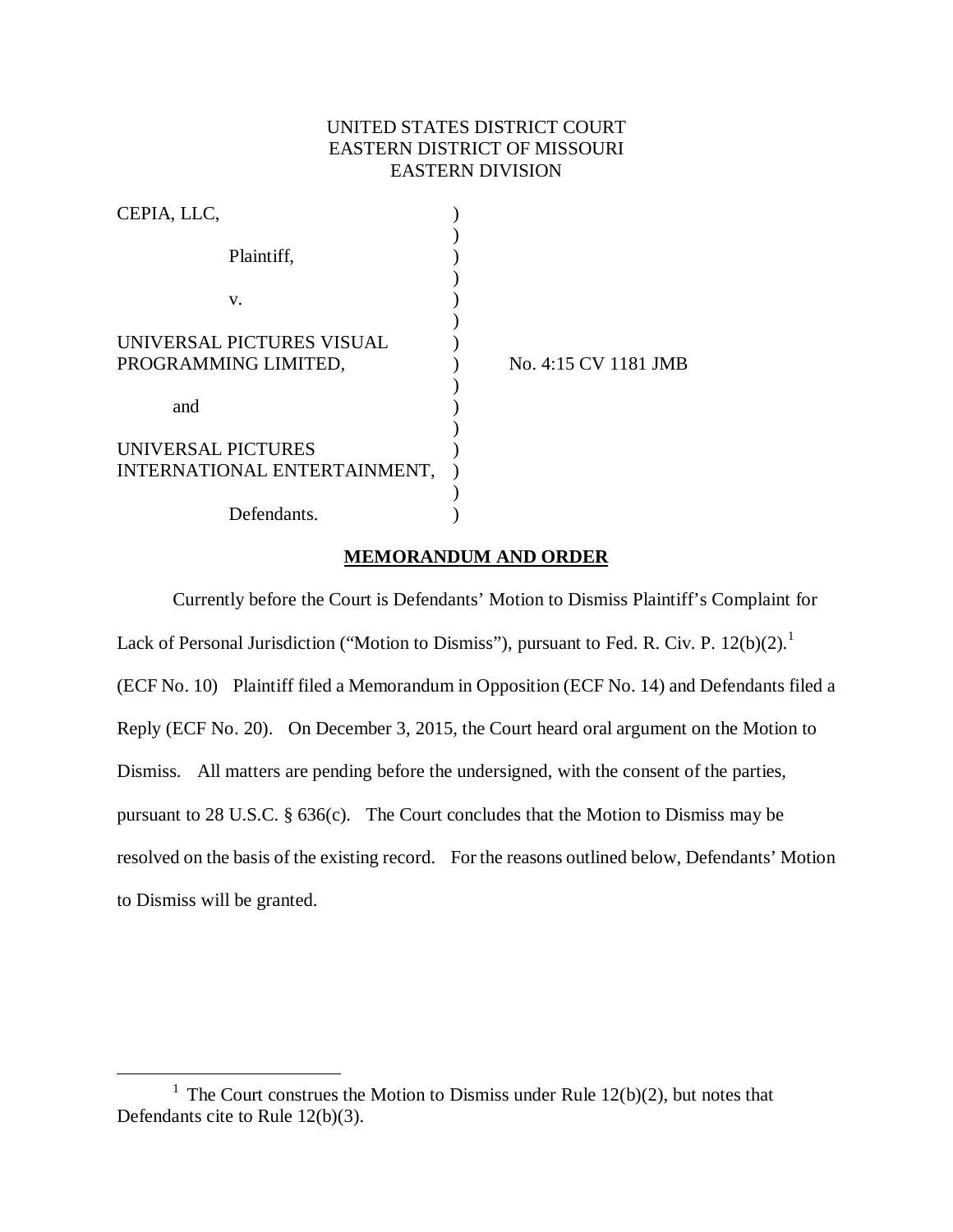UNITED STATES DISTRICT COURT
EASTERN DISTRICT OF MISSOURI
EASTERN DIVISION

| | | |
|---|---|---|
| CEPIA, LLC, | ) | |
| Plaintiff, | ) | |
| v. | ) | |
| UNIVERSAL PICTURES VISUAL PROGRAMMING LIMITED, | ) | No. 4:15 CV 1181 JMB |
| and | ) | |
| UNIVERSAL PICTURES INTERNATIONAL ENTERTAINMENT, | ) | |
| Defendants. | ) | |

## MEMORANDUM AND ORDER

Currently before the Court is Defendants' Motion to Dismiss Plaintiff's Complaint for Lack of Personal Jurisdiction ("Motion to Dismiss"), pursuant to Fed. R. Civ. P. 12(b)(2).[1] (ECF No. 10) Plaintiff filed a Memorandum in Opposition (ECF No. 14) and Defendants filed a Reply (ECF No. 20). On December 3, 2015, the Court heard oral argument on the Motion to Dismiss. All matters are pending before the undersigned, with the consent of the parties, pursuant to 28 U.S.C. § 636(c). The Court concludes that the Motion to Dismiss may be resolved on the basis of the existing record. For the reasons outlined below, Defendants' Motion to Dismiss will be granted.

[1] The Court construes the Motion to Dismiss under Rule 12(b)(2), but notes that Defendants cite to Rule 12(b)(3).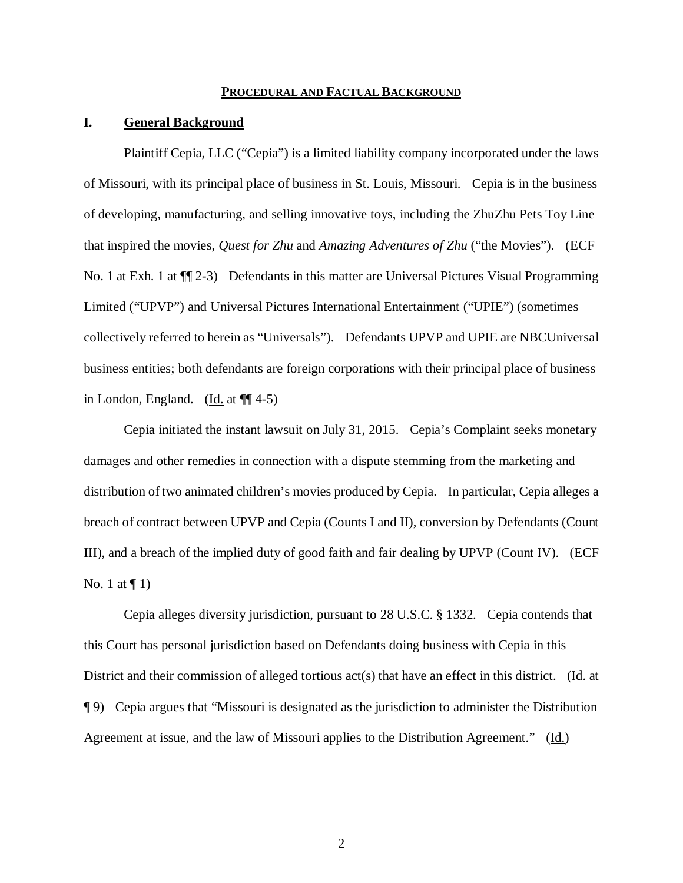## PROCEDURAL AND FACTUAL BACKGROUND

### I. General Background

Plaintiff Cepia, LLC ("Cepia") is a limited liability company incorporated under the laws of Missouri, with its principal place of business in St. Louis, Missouri. Cepia is in the business of developing, manufacturing, and selling innovative toys, including the ZhuZhu Pets Toy Line that inspired the movies, *Quest for Zhu* and *Amazing Adventures of Zhu* ("the Movies"). (ECF No. 1 at Exh. 1 at ¶¶ 2-3) Defendants in this matter are Universal Pictures Visual Programming Limited ("UPVP") and Universal Pictures International Entertainment ("UPIE") (sometimes collectively referred to herein as "Universals"). Defendants UPVP and UPIE are NBCUniversal business entities; both defendants are foreign corporations with their principal place of business in London, England. (Id. at ¶¶ 4-5)

Cepia initiated the instant lawsuit on July 31, 2015. Cepia's Complaint seeks monetary damages and other remedies in connection with a dispute stemming from the marketing and distribution of two animated children's movies produced by Cepia. In particular, Cepia alleges a breach of contract between UPVP and Cepia (Counts I and II), conversion by Defendants (Count III), and a breach of the implied duty of good faith and fair dealing by UPVP (Count IV). (ECF No. 1 at ¶ 1)

Cepia alleges diversity jurisdiction, pursuant to 28 U.S.C. § 1332. Cepia contends that this Court has personal jurisdiction based on Defendants doing business with Cepia in this District and their commission of alleged tortious act(s) that have an effect in this district. (Id. at ¶ 9) Cepia argues that "Missouri is designated as the jurisdiction to administer the Distribution Agreement at issue, and the law of Missouri applies to the Distribution Agreement." (Id.)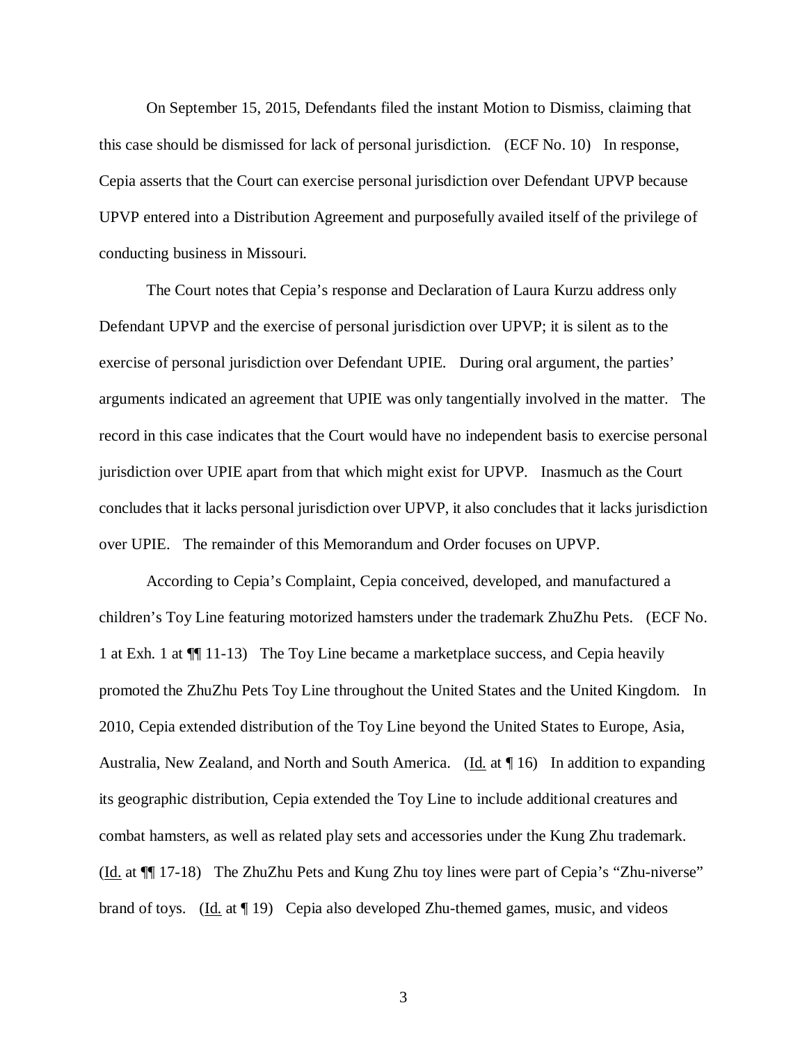On September 15, 2015, Defendants filed the instant Motion to Dismiss, claiming that this case should be dismissed for lack of personal jurisdiction. (ECF No. 10) In response, Cepia asserts that the Court can exercise personal jurisdiction over Defendant UPVP because UPVP entered into a Distribution Agreement and purposefully availed itself of the privilege of conducting business in Missouri.

The Court notes that Cepia's response and Declaration of Laura Kurzu address only Defendant UPVP and the exercise of personal jurisdiction over UPVP; it is silent as to the exercise of personal jurisdiction over Defendant UPIE. During oral argument, the parties' arguments indicated an agreement that UPIE was only tangentially involved in the matter. The record in this case indicates that the Court would have no independent basis to exercise personal jurisdiction over UPIE apart from that which might exist for UPVP. Inasmuch as the Court concludes that it lacks personal jurisdiction over UPVP, it also concludes that it lacks jurisdiction over UPIE. The remainder of this Memorandum and Order focuses on UPVP.

According to Cepia's Complaint, Cepia conceived, developed, and manufactured a children's Toy Line featuring motorized hamsters under the trademark ZhuZhu Pets. (ECF No. 1 at Exh. 1 at ¶¶ 11-13) The Toy Line became a marketplace success, and Cepia heavily promoted the ZhuZhu Pets Toy Line throughout the United States and the United Kingdom. In 2010, Cepia extended distribution of the Toy Line beyond the United States to Europe, Asia, Australia, New Zealand, and North and South America. (Id. at ¶ 16) In addition to expanding its geographic distribution, Cepia extended the Toy Line to include additional creatures and combat hamsters, as well as related play sets and accessories under the Kung Zhu trademark. (Id. at ¶¶ 17-18) The ZhuZhu Pets and Kung Zhu toy lines were part of Cepia's "Zhu-niverse" brand of toys. (Id. at ¶ 19) Cepia also developed Zhu-themed games, music, and videos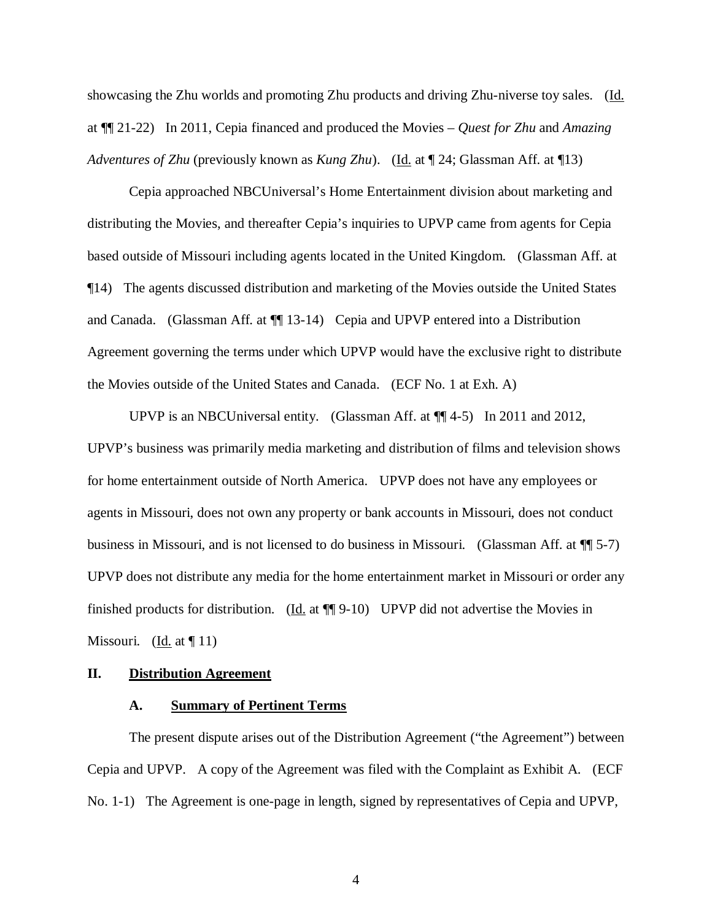showcasing the Zhu worlds and promoting Zhu products and driving Zhu-niverse toy sales. (Id. at ¶¶ 21-22) In 2011, Cepia financed and produced the Movies – *Quest for Zhu* and *Amazing Adventures of Zhu* (previously known as *Kung Zhu*). (Id. at ¶ 24; Glassman Aff. at ¶13)

Cepia approached NBCUniversal's Home Entertainment division about marketing and distributing the Movies, and thereafter Cepia's inquiries to UPVP came from agents for Cepia based outside of Missouri including agents located in the United Kingdom. (Glassman Aff. at ¶14) The agents discussed distribution and marketing of the Movies outside the United States and Canada. (Glassman Aff. at ¶¶ 13-14) Cepia and UPVP entered into a Distribution Agreement governing the terms under which UPVP would have the exclusive right to distribute the Movies outside of the United States and Canada. (ECF No. 1 at Exh. A)

UPVP is an NBCUniversal entity. (Glassman Aff. at ¶¶ 4-5) In 2011 and 2012, UPVP's business was primarily media marketing and distribution of films and television shows for home entertainment outside of North America. UPVP does not have any employees or agents in Missouri, does not own any property or bank accounts in Missouri, does not conduct business in Missouri, and is not licensed to do business in Missouri. (Glassman Aff. at ¶¶ 5-7) UPVP does not distribute any media for the home entertainment market in Missouri or order any finished products for distribution. (Id. at ¶¶ 9-10) UPVP did not advertise the Movies in Missouri. (Id. at ¶ 11)

## II. Distribution Agreement

### A. Summary of Pertinent Terms

The present dispute arises out of the Distribution Agreement ("the Agreement") between Cepia and UPVP. A copy of the Agreement was filed with the Complaint as Exhibit A. (ECF No. 1-1) The Agreement is one-page in length, signed by representatives of Cepia and UPVP,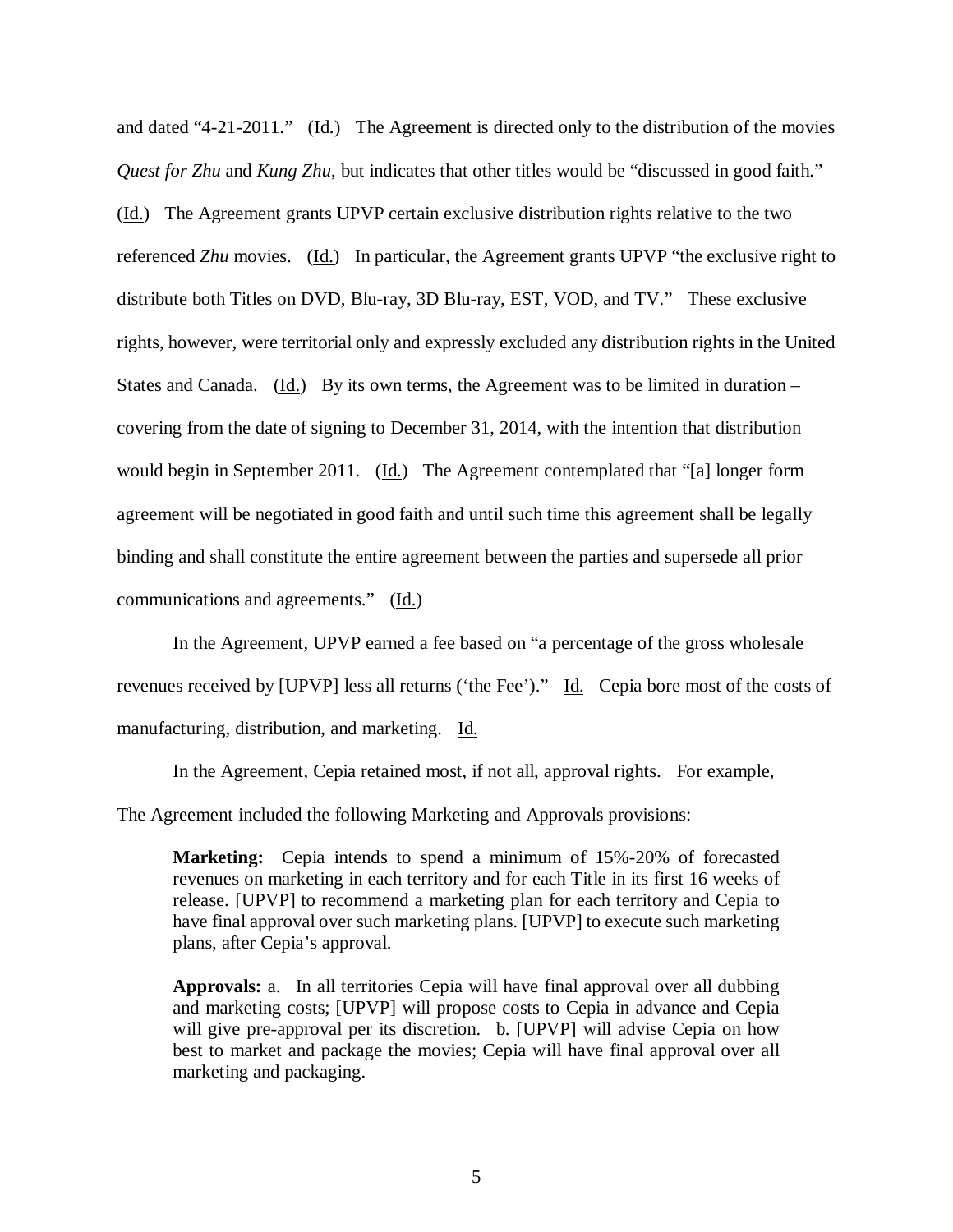and dated "4-21-2011." (Id.) The Agreement is directed only to the distribution of the movies *Quest for Zhu* and *Kung Zhu*, but indicates that other titles would be "discussed in good faith." (Id.) The Agreement grants UPVP certain exclusive distribution rights relative to the two referenced *Zhu* movies. (Id.) In particular, the Agreement grants UPVP "the exclusive right to distribute both Titles on DVD, Blu-ray, 3D Blu-ray, EST, VOD, and TV." These exclusive rights, however, were territorial only and expressly excluded any distribution rights in the United States and Canada. (Id.) By its own terms, the Agreement was to be limited in duration – covering from the date of signing to December 31, 2014, with the intention that distribution would begin in September 2011. (Id.) The Agreement contemplated that "[a] longer form agreement will be negotiated in good faith and until such time this agreement shall be legally binding and shall constitute the entire agreement between the parties and supersede all prior communications and agreements." (Id.)

In the Agreement, UPVP earned a fee based on "a percentage of the gross wholesale revenues received by [UPVP] less all returns ('the Fee')." Id. Cepia bore most of the costs of manufacturing, distribution, and marketing. Id.

In the Agreement, Cepia retained most, if not all, approval rights. For example, The Agreement included the following Marketing and Approvals provisions:

> **Marketing:** Cepia intends to spend a minimum of 15%-20% of forecasted revenues on marketing in each territory and for each Title in its first 16 weeks of release. [UPVP] to recommend a marketing plan for each territory and Cepia to have final approval over such marketing plans. [UPVP] to execute such marketing plans, after Cepia's approval.
>
> **Approvals:** a. In all territories Cepia will have final approval over all dubbing and marketing costs; [UPVP] will propose costs to Cepia in advance and Cepia will give pre-approval per its discretion. b. [UPVP] will advise Cepia on how best to market and package the movies; Cepia will have final approval over all marketing and packaging.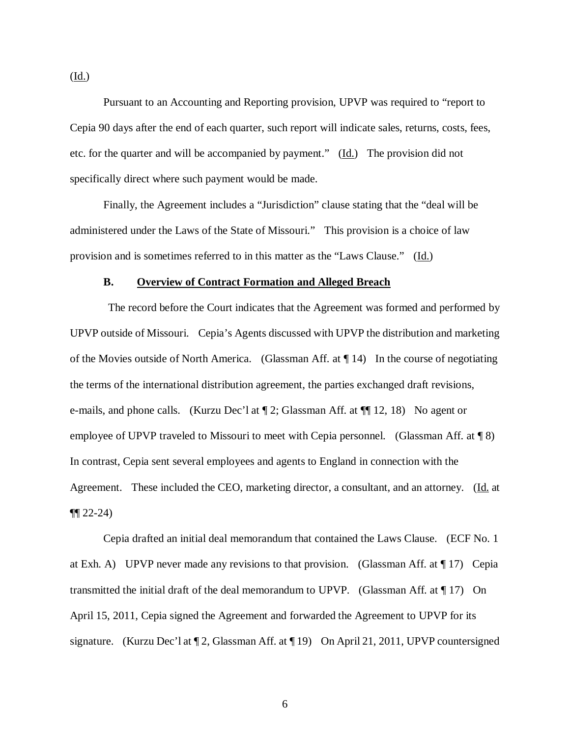(Id.)

Pursuant to an Accounting and Reporting provision, UPVP was required to "report to Cepia 90 days after the end of each quarter, such report will indicate sales, returns, costs, fees, etc. for the quarter and will be accompanied by payment." (Id.) The provision did not specifically direct where such payment would be made.

Finally, the Agreement includes a "Jurisdiction" clause stating that the "deal will be administered under the Laws of the State of Missouri." This provision is a choice of law provision and is sometimes referred to in this matter as the "Laws Clause." (Id.)

### B. Overview of Contract Formation and Alleged Breach

The record before the Court indicates that the Agreement was formed and performed by UPVP outside of Missouri. Cepia's Agents discussed with UPVP the distribution and marketing of the Movies outside of North America. (Glassman Aff. at ¶ 14) In the course of negotiating the terms of the international distribution agreement, the parties exchanged draft revisions, e-mails, and phone calls. (Kurzu Dec'l at ¶ 2; Glassman Aff. at ¶¶ 12, 18) No agent or employee of UPVP traveled to Missouri to meet with Cepia personnel. (Glassman Aff. at ¶ 8) In contrast, Cepia sent several employees and agents to England in connection with the Agreement. These included the CEO, marketing director, a consultant, and an attorney. (Id. at ¶¶ 22-24)

Cepia drafted an initial deal memorandum that contained the Laws Clause. (ECF No. 1 at Exh. A) UPVP never made any revisions to that provision. (Glassman Aff. at ¶ 17) Cepia transmitted the initial draft of the deal memorandum to UPVP. (Glassman Aff. at ¶ 17) On April 15, 2011, Cepia signed the Agreement and forwarded the Agreement to UPVP for its signature. (Kurzu Dec'l at ¶ 2, Glassman Aff. at ¶ 19) On April 21, 2011, UPVP countersigned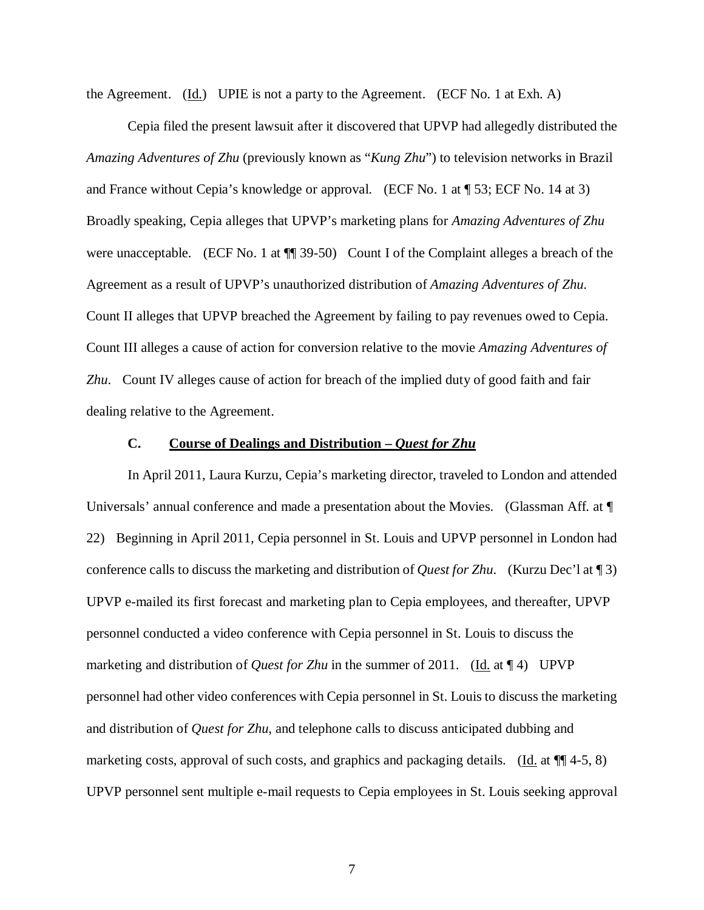the Agreement. (Id.) UPIE is not a party to the Agreement. (ECF No. 1 at Exh. A)

Cepia filed the present lawsuit after it discovered that UPVP had allegedly distributed the *Amazing Adventures of Zhu* (previously known as "*Kung Zhu*") to television networks in Brazil and France without Cepia's knowledge or approval. (ECF No. 1 at ¶ 53; ECF No. 14 at 3) Broadly speaking, Cepia alleges that UPVP's marketing plans for *Amazing Adventures of Zhu* were unacceptable. (ECF No. 1 at ¶¶ 39-50) Count I of the Complaint alleges a breach of the Agreement as a result of UPVP's unauthorized distribution of *Amazing Adventures of Zhu*. Count II alleges that UPVP breached the Agreement by failing to pay revenues owed to Cepia. Count III alleges a cause of action for conversion relative to the movie *Amazing Adventures of Zhu*. Count IV alleges cause of action for breach of the implied duty of good faith and fair dealing relative to the Agreement.

### C. Course of Dealings and Distribution – *Quest for Zhu*

In April 2011, Laura Kurzu, Cepia's marketing director, traveled to London and attended Universals' annual conference and made a presentation about the Movies. (Glassman Aff. at ¶ 22) Beginning in April 2011, Cepia personnel in St. Louis and UPVP personnel in London had conference calls to discuss the marketing and distribution of *Quest for Zhu*. (Kurzu Dec'l at ¶ 3) UPVP e-mailed its first forecast and marketing plan to Cepia employees, and thereafter, UPVP personnel conducted a video conference with Cepia personnel in St. Louis to discuss the marketing and distribution of *Quest for Zhu* in the summer of 2011. (Id. at ¶ 4) UPVP personnel had other video conferences with Cepia personnel in St. Louis to discuss the marketing and distribution of *Quest for Zhu*, and telephone calls to discuss anticipated dubbing and marketing costs, approval of such costs, and graphics and packaging details. (Id. at ¶¶ 4-5, 8) UPVP personnel sent multiple e-mail requests to Cepia employees in St. Louis seeking approval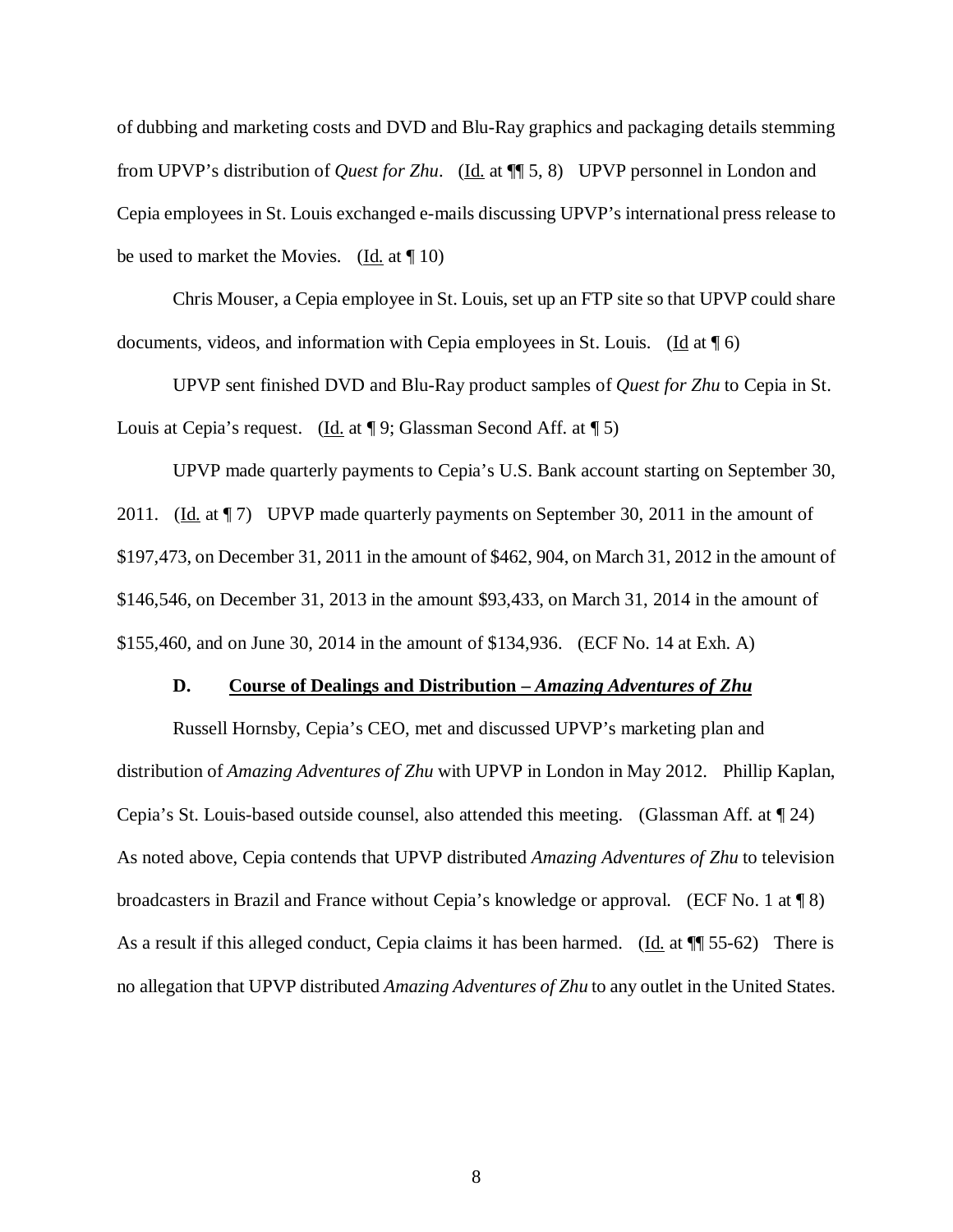of dubbing and marketing costs and DVD and Blu-Ray graphics and packaging details stemming from UPVP's distribution of *Quest for Zhu*. (Id. at ¶¶ 5, 8) UPVP personnel in London and Cepia employees in St. Louis exchanged e-mails discussing UPVP's international press release to be used to market the Movies. (Id. at ¶ 10)

Chris Mouser, a Cepia employee in St. Louis, set up an FTP site so that UPVP could share documents, videos, and information with Cepia employees in St. Louis. (Id at ¶ 6)

UPVP sent finished DVD and Blu-Ray product samples of *Quest for Zhu* to Cepia in St. Louis at Cepia's request. (Id. at ¶ 9; Glassman Second Aff. at ¶ 5)

UPVP made quarterly payments to Cepia's U.S. Bank account starting on September 30, 2011. (Id. at ¶ 7) UPVP made quarterly payments on September 30, 2011 in the amount of $197,473, on December 31, 2011 in the amount of $462, 904, on March 31, 2012 in the amount of $146,546, on December 31, 2013 in the amount $93,433, on March 31, 2014 in the amount of $155,460, and on June 30, 2014 in the amount of $134,936. (ECF No. 14 at Exh. A)

**D. Course of Dealings and Distribution – *Amazing Adventures of Zhu***

Russell Hornsby, Cepia's CEO, met and discussed UPVP's marketing plan and distribution of *Amazing Adventures of Zhu* with UPVP in London in May 2012. Phillip Kaplan, Cepia's St. Louis-based outside counsel, also attended this meeting. (Glassman Aff. at ¶ 24) As noted above, Cepia contends that UPVP distributed *Amazing Adventures of Zhu* to television broadcasters in Brazil and France without Cepia's knowledge or approval. (ECF No. 1 at ¶ 8) As a result if this alleged conduct, Cepia claims it has been harmed. (Id. at ¶¶ 55-62) There is no allegation that UPVP distributed *Amazing Adventures of Zhu* to any outlet in the United States.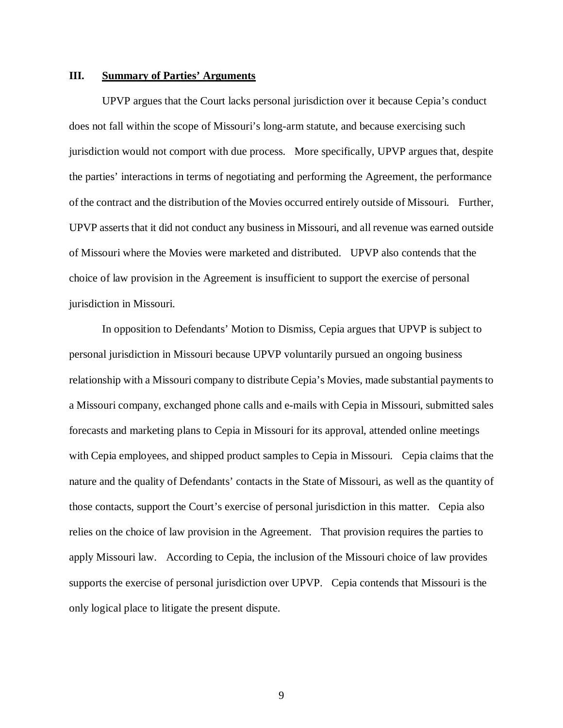### III. **Summary of Parties' Arguments**

UPVP argues that the Court lacks personal jurisdiction over it because Cepia's conduct does not fall within the scope of Missouri's long-arm statute, and because exercising such jurisdiction would not comport with due process. More specifically, UPVP argues that, despite the parties' interactions in terms of negotiating and performing the Agreement, the performance of the contract and the distribution of the Movies occurred entirely outside of Missouri. Further, UPVP asserts that it did not conduct any business in Missouri, and all revenue was earned outside of Missouri where the Movies were marketed and distributed. UPVP also contends that the choice of law provision in the Agreement is insufficient to support the exercise of personal jurisdiction in Missouri.

In opposition to Defendants' Motion to Dismiss, Cepia argues that UPVP is subject to personal jurisdiction in Missouri because UPVP voluntarily pursued an ongoing business relationship with a Missouri company to distribute Cepia's Movies, made substantial payments to a Missouri company, exchanged phone calls and e-mails with Cepia in Missouri, submitted sales forecasts and marketing plans to Cepia in Missouri for its approval, attended online meetings with Cepia employees, and shipped product samples to Cepia in Missouri. Cepia claims that the nature and the quality of Defendants' contacts in the State of Missouri, as well as the quantity of those contacts, support the Court's exercise of personal jurisdiction in this matter. Cepia also relies on the choice of law provision in the Agreement. That provision requires the parties to apply Missouri law. According to Cepia, the inclusion of the Missouri choice of law provides supports the exercise of personal jurisdiction over UPVP. Cepia contends that Missouri is the only logical place to litigate the present dispute.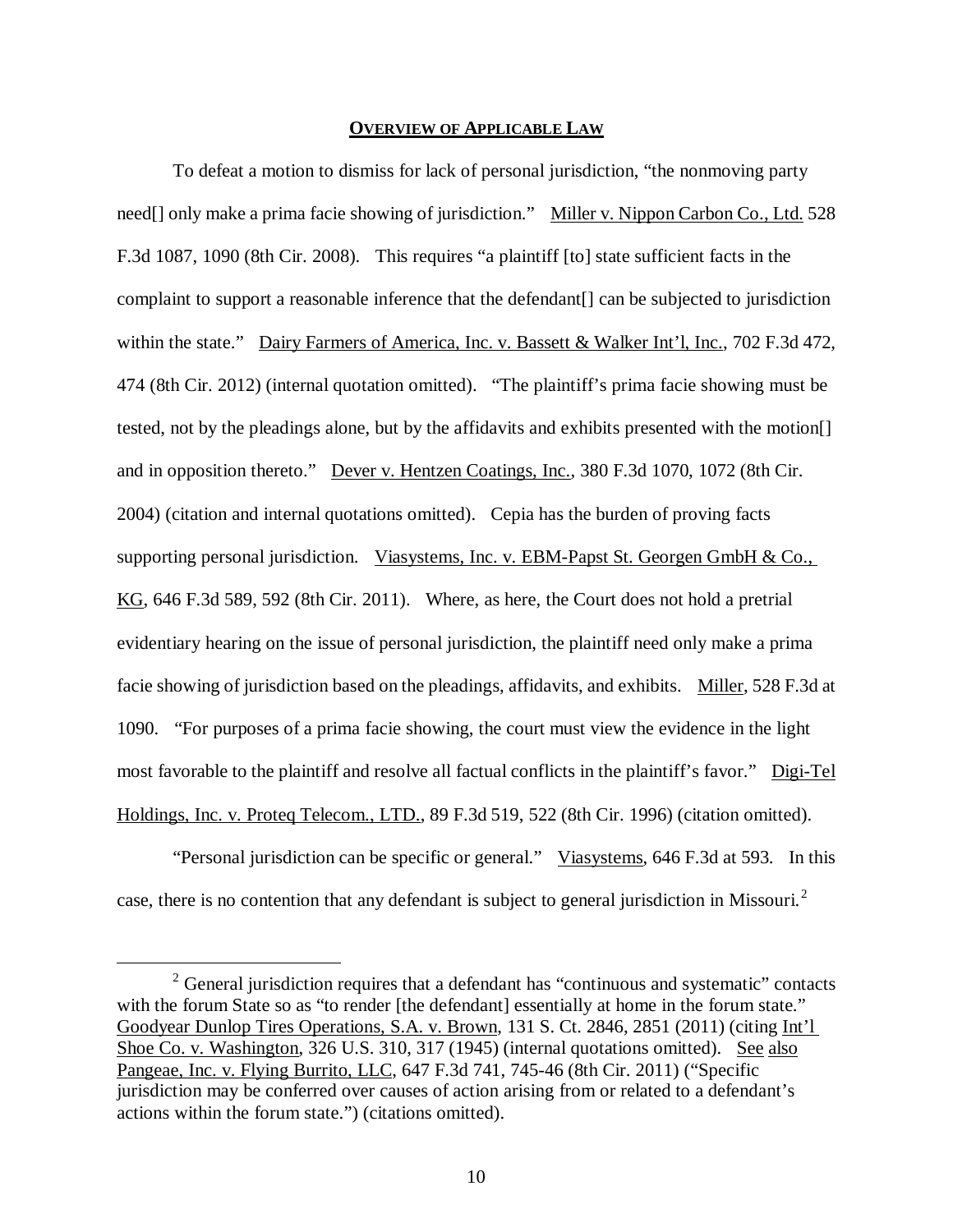**OVERVIEW OF APPLICABLE LAW**

To defeat a motion to dismiss for lack of personal jurisdiction, "the nonmoving party need[] only make a prima facie showing of jurisdiction." Miller v. Nippon Carbon Co., Ltd. 528 F.3d 1087, 1090 (8th Cir. 2008). This requires "a plaintiff [to] state sufficient facts in the complaint to support a reasonable inference that the defendant[] can be subjected to jurisdiction within the state." Dairy Farmers of America, Inc. v. Bassett & Walker Int'l, Inc., 702 F.3d 472, 474 (8th Cir. 2012) (internal quotation omitted). "The plaintiff's prima facie showing must be tested, not by the pleadings alone, but by the affidavits and exhibits presented with the motion[] and in opposition thereto." Dever v. Hentzen Coatings, Inc., 380 F.3d 1070, 1072 (8th Cir. 2004) (citation and internal quotations omitted). Cepia has the burden of proving facts supporting personal jurisdiction. Viasystems, Inc. v. EBM-Papst St. Georgen GmbH & Co., KG, 646 F.3d 589, 592 (8th Cir. 2011). Where, as here, the Court does not hold a pretrial evidentiary hearing on the issue of personal jurisdiction, the plaintiff need only make a prima facie showing of jurisdiction based on the pleadings, affidavits, and exhibits. Miller, 528 F.3d at 1090. "For purposes of a prima facie showing, the court must view the evidence in the light most favorable to the plaintiff and resolve all factual conflicts in the plaintiff's favor." Digi-Tel Holdings, Inc. v. Proteq Telecom., LTD., 89 F.3d 519, 522 (8th Cir. 1996) (citation omitted).

"Personal jurisdiction can be specific or general." Viasystems, 646 F.3d at 593. In this case, there is no contention that any defendant is subject to general jurisdiction in Missouri.[2]

---

[2] General jurisdiction requires that a defendant has "continuous and systematic" contacts with the forum State so as "to render [the defendant] essentially at home in the forum state." Goodyear Dunlop Tires Operations, S.A. v. Brown, 131 S. Ct. 2846, 2851 (2011) (citing Int'l Shoe Co. v. Washington, 326 U.S. 310, 317 (1945) (internal quotations omitted). See also Pangeae, Inc. v. Flying Burrito, LLC, 647 F.3d 741, 745-46 (8th Cir. 2011) ("Specific jurisdiction may be conferred over causes of action arising from or related to a defendant's actions within the forum state.") (citations omitted).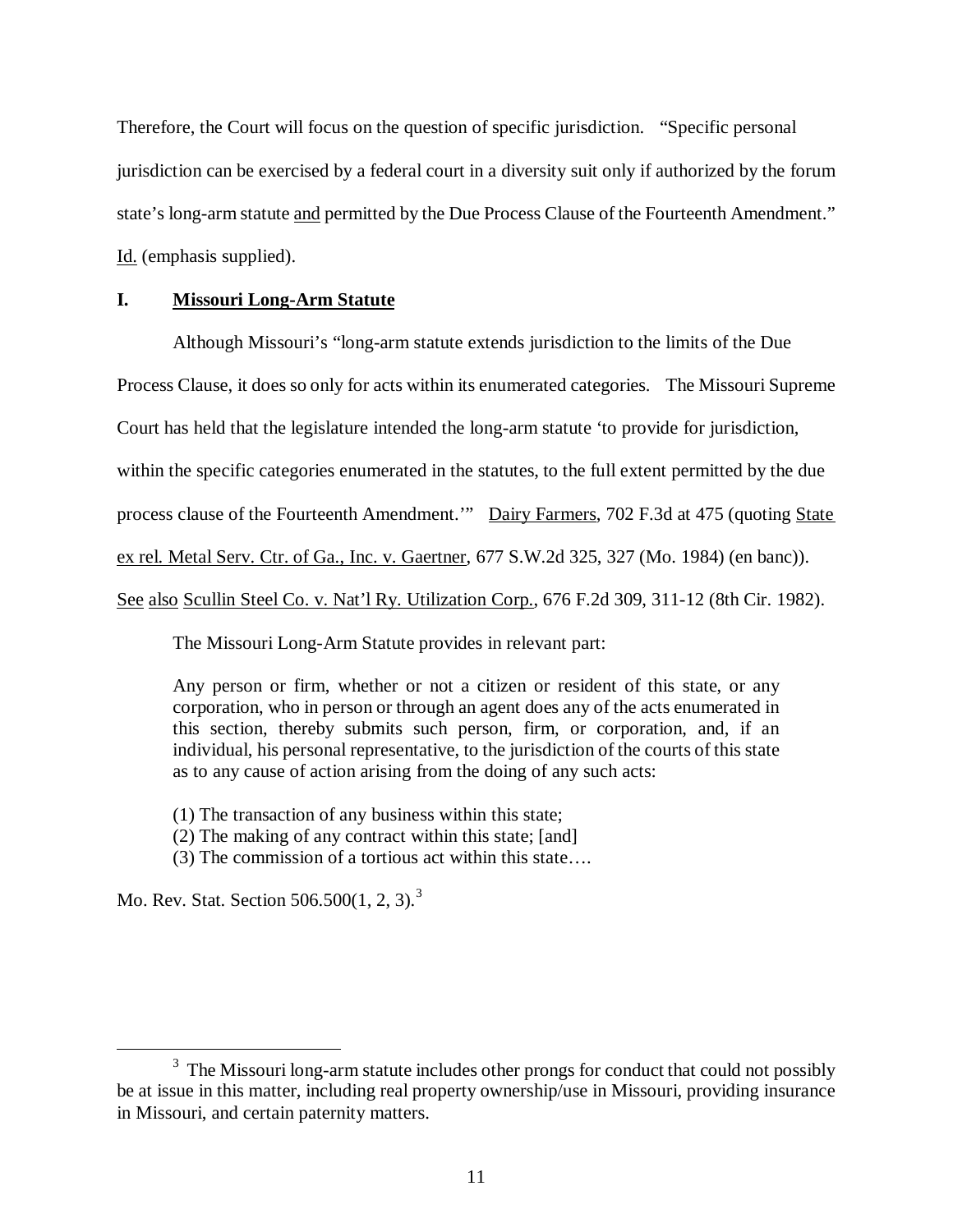Therefore, the Court will focus on the question of specific jurisdiction. "Specific personal jurisdiction can be exercised by a federal court in a diversity suit only if authorized by the forum state's long-arm statute and permitted by the Due Process Clause of the Fourteenth Amendment." Id. (emphasis supplied).

## I. Missouri Long-Arm Statute

Although Missouri's "long-arm statute extends jurisdiction to the limits of the Due Process Clause, it does so only for acts within its enumerated categories. The Missouri Supreme Court has held that the legislature intended the long-arm statute 'to provide for jurisdiction, within the specific categories enumerated in the statutes, to the full extent permitted by the due process clause of the Fourteenth Amendment.'" Dairy Farmers, 702 F.3d at 475 (quoting State ex rel. Metal Serv. Ctr. of Ga., Inc. v. Gaertner, 677 S.W.2d 325, 327 (Mo. 1984) (en banc)). See also Scullin Steel Co. v. Nat'l Ry. Utilization Corp., 676 F.2d 309, 311-12 (8th Cir. 1982).

The Missouri Long-Arm Statute provides in relevant part:

> Any person or firm, whether or not a citizen or resident of this state, or any corporation, who in person or through an agent does any of the acts enumerated in this section, thereby submits such person, firm, or corporation, and, if an individual, his personal representative, to the jurisdiction of the courts of this state as to any cause of action arising from the doing of any such acts:
>
> (1) The transaction of any business within this state;
> (2) The making of any contract within this state; [and]
> (3) The commission of a tortious act within this state….

Mo. Rev. Stat. Section 506.500(1, 2, 3).[3]

---

[3] The Missouri long-arm statute includes other prongs for conduct that could not possibly be at issue in this matter, including real property ownership/use in Missouri, providing insurance in Missouri, and certain paternity matters.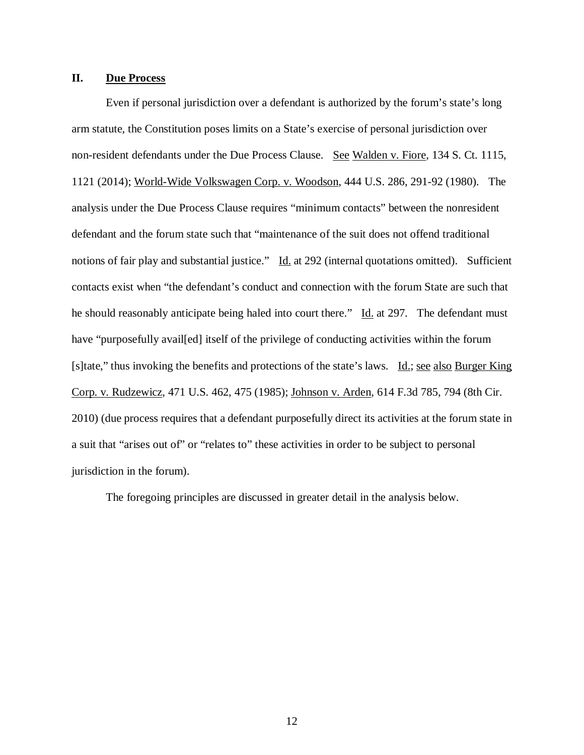## II. **Due Process**

Even if personal jurisdiction over a defendant is authorized by the forum's state's long arm statute, the Constitution poses limits on a State's exercise of personal jurisdiction over non-resident defendants under the Due Process Clause. See Walden v. Fiore, 134 S. Ct. 1115, 1121 (2014); World-Wide Volkswagen Corp. v. Woodson, 444 U.S. 286, 291-92 (1980). The analysis under the Due Process Clause requires "minimum contacts" between the nonresident defendant and the forum state such that "maintenance of the suit does not offend traditional notions of fair play and substantial justice." Id. at 292 (internal quotations omitted). Sufficient contacts exist when "the defendant's conduct and connection with the forum State are such that he should reasonably anticipate being haled into court there." Id. at 297. The defendant must have "purposefully avail[ed] itself of the privilege of conducting activities within the forum [s]tate," thus invoking the benefits and protections of the state's laws. Id.; see also Burger King Corp. v. Rudzewicz, 471 U.S. 462, 475 (1985); Johnson v. Arden, 614 F.3d 785, 794 (8th Cir. 2010) (due process requires that a defendant purposefully direct its activities at the forum state in a suit that "arises out of" or "relates to" these activities in order to be subject to personal jurisdiction in the forum).

The foregoing principles are discussed in greater detail in the analysis below.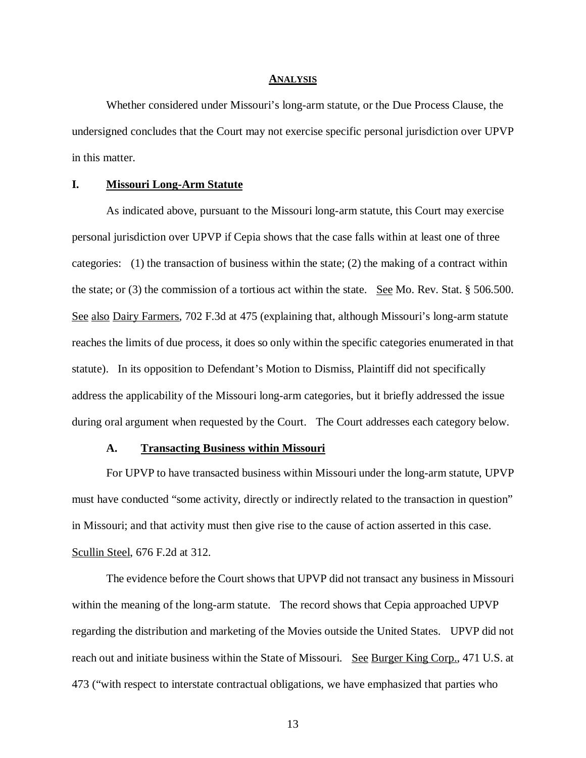## ANALYSIS

Whether considered under Missouri's long-arm statute, or the Due Process Clause, the undersigned concludes that the Court may not exercise specific personal jurisdiction over UPVP in this matter.

### I. Missouri Long-Arm Statute

As indicated above, pursuant to the Missouri long-arm statute, this Court may exercise personal jurisdiction over UPVP if Cepia shows that the case falls within at least one of three categories: (1) the transaction of business within the state; (2) the making of a contract within the state; or (3) the commission of a tortious act within the state. See Mo. Rev. Stat. § 506.500. See also Dairy Farmers, 702 F.3d at 475 (explaining that, although Missouri's long-arm statute reaches the limits of due process, it does so only within the specific categories enumerated in that statute). In its opposition to Defendant's Motion to Dismiss, Plaintiff did not specifically address the applicability of the Missouri long-arm categories, but it briefly addressed the issue during oral argument when requested by the Court. The Court addresses each category below.

#### A. Transacting Business within Missouri

For UPVP to have transacted business within Missouri under the long-arm statute, UPVP must have conducted "some activity, directly or indirectly related to the transaction in question" in Missouri; and that activity must then give rise to the cause of action asserted in this case. Scullin Steel, 676 F.2d at 312.

The evidence before the Court shows that UPVP did not transact any business in Missouri within the meaning of the long-arm statute. The record shows that Cepia approached UPVP regarding the distribution and marketing of the Movies outside the United States. UPVP did not reach out and initiate business within the State of Missouri. See Burger King Corp., 471 U.S. at 473 ("with respect to interstate contractual obligations, we have emphasized that parties who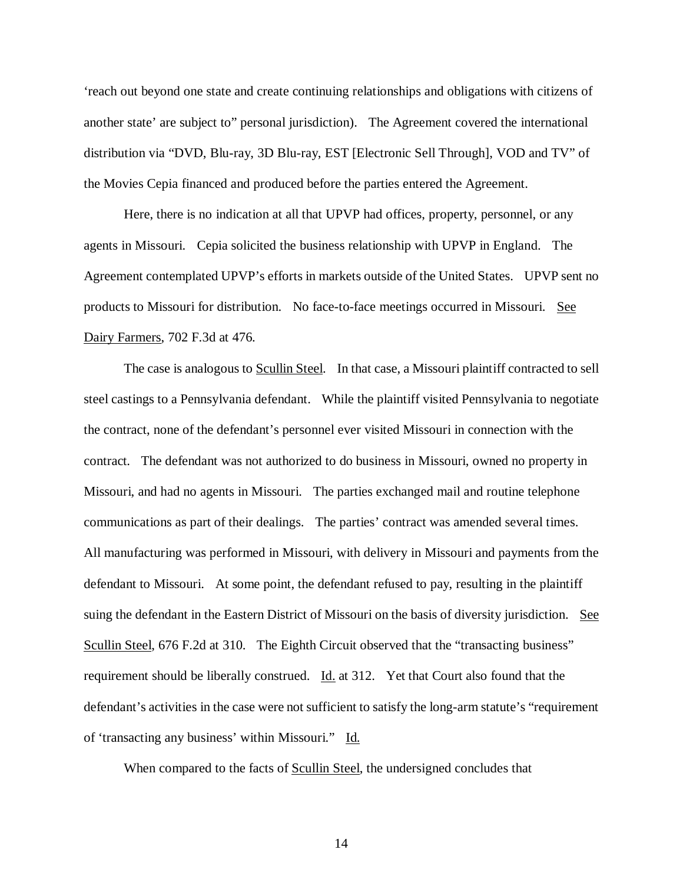'reach out beyond one state and create continuing relationships and obligations with citizens of another state' are subject to" personal jurisdiction). The Agreement covered the international distribution via "DVD, Blu-ray, 3D Blu-ray, EST [Electronic Sell Through], VOD and TV" of the Movies Cepia financed and produced before the parties entered the Agreement.

Here, there is no indication at all that UPVP had offices, property, personnel, or any agents in Missouri. Cepia solicited the business relationship with UPVP in England. The Agreement contemplated UPVP's efforts in markets outside of the United States. UPVP sent no products to Missouri for distribution. No face-to-face meetings occurred in Missouri. See Dairy Farmers, 702 F.3d at 476.

The case is analogous to Scullin Steel. In that case, a Missouri plaintiff contracted to sell steel castings to a Pennsylvania defendant. While the plaintiff visited Pennsylvania to negotiate the contract, none of the defendant's personnel ever visited Missouri in connection with the contract. The defendant was not authorized to do business in Missouri, owned no property in Missouri, and had no agents in Missouri. The parties exchanged mail and routine telephone communications as part of their dealings. The parties' contract was amended several times. All manufacturing was performed in Missouri, with delivery in Missouri and payments from the defendant to Missouri. At some point, the defendant refused to pay, resulting in the plaintiff suing the defendant in the Eastern District of Missouri on the basis of diversity jurisdiction. See Scullin Steel, 676 F.2d at 310. The Eighth Circuit observed that the "transacting business" requirement should be liberally construed. Id. at 312. Yet that Court also found that the defendant's activities in the case were not sufficient to satisfy the long-arm statute's "requirement of 'transacting any business' within Missouri." Id.

When compared to the facts of Scullin Steel, the undersigned concludes that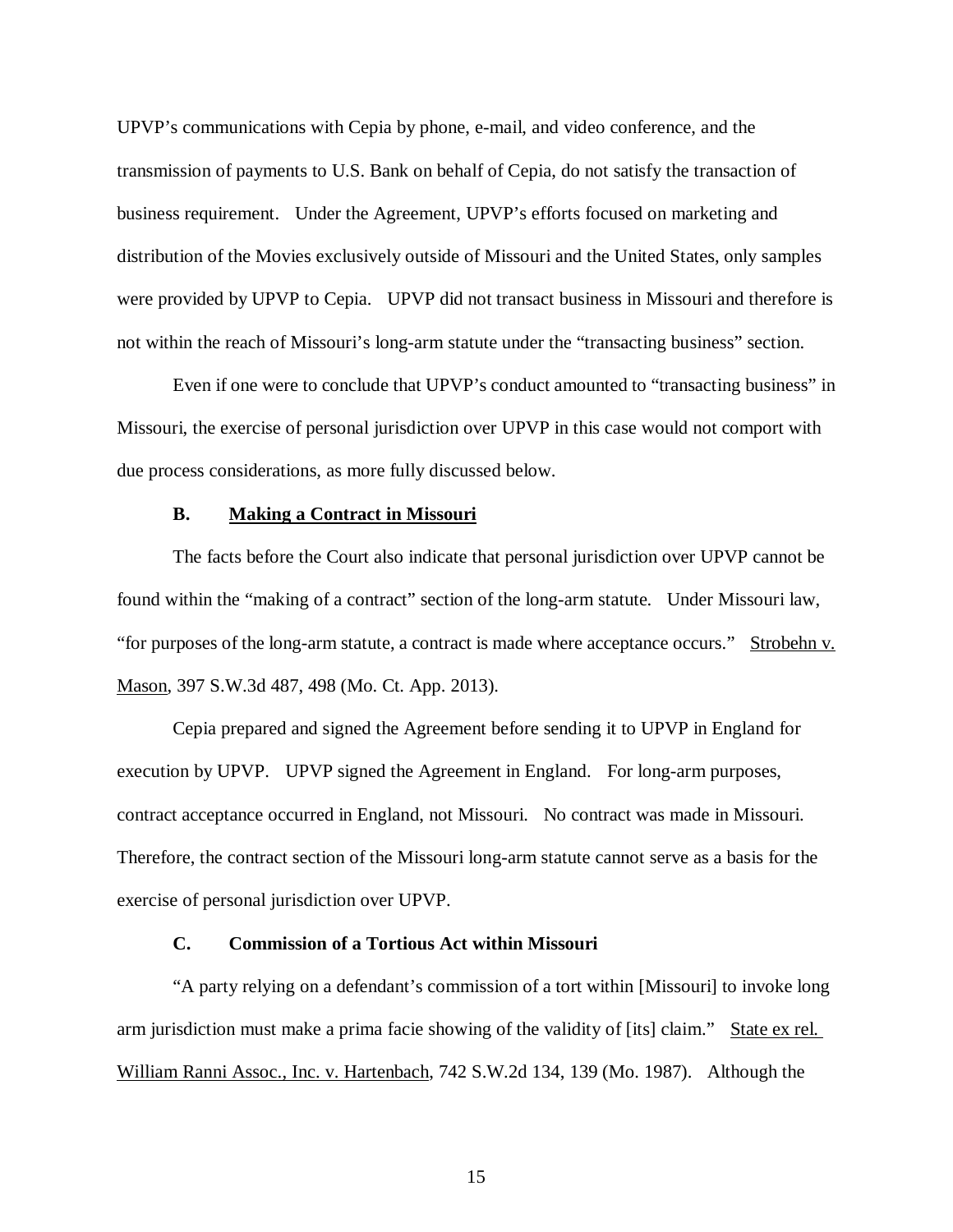UPVP's communications with Cepia by phone, e-mail, and video conference, and the transmission of payments to U.S. Bank on behalf of Cepia, do not satisfy the transaction of business requirement. Under the Agreement, UPVP's efforts focused on marketing and distribution of the Movies exclusively outside of Missouri and the United States, only samples were provided by UPVP to Cepia. UPVP did not transact business in Missouri and therefore is not within the reach of Missouri's long-arm statute under the "transacting business" section.

Even if one were to conclude that UPVP's conduct amounted to "transacting business" in Missouri, the exercise of personal jurisdiction over UPVP in this case would not comport with due process considerations, as more fully discussed below.

### B. Making a Contract in Missouri

The facts before the Court also indicate that personal jurisdiction over UPVP cannot be found within the "making of a contract" section of the long-arm statute. Under Missouri law, "for purposes of the long-arm statute, a contract is made where acceptance occurs." Strobehn v. Mason, 397 S.W.3d 487, 498 (Mo. Ct. App. 2013).

Cepia prepared and signed the Agreement before sending it to UPVP in England for execution by UPVP. UPVP signed the Agreement in England. For long-arm purposes, contract acceptance occurred in England, not Missouri. No contract was made in Missouri. Therefore, the contract section of the Missouri long-arm statute cannot serve as a basis for the exercise of personal jurisdiction over UPVP.

### C. Commission of a Tortious Act within Missouri

"A party relying on a defendant's commission of a tort within [Missouri] to invoke long arm jurisdiction must make a prima facie showing of the validity of [its] claim." State ex rel. William Ranni Assoc., Inc. v. Hartenbach, 742 S.W.2d 134, 139 (Mo. 1987). Although the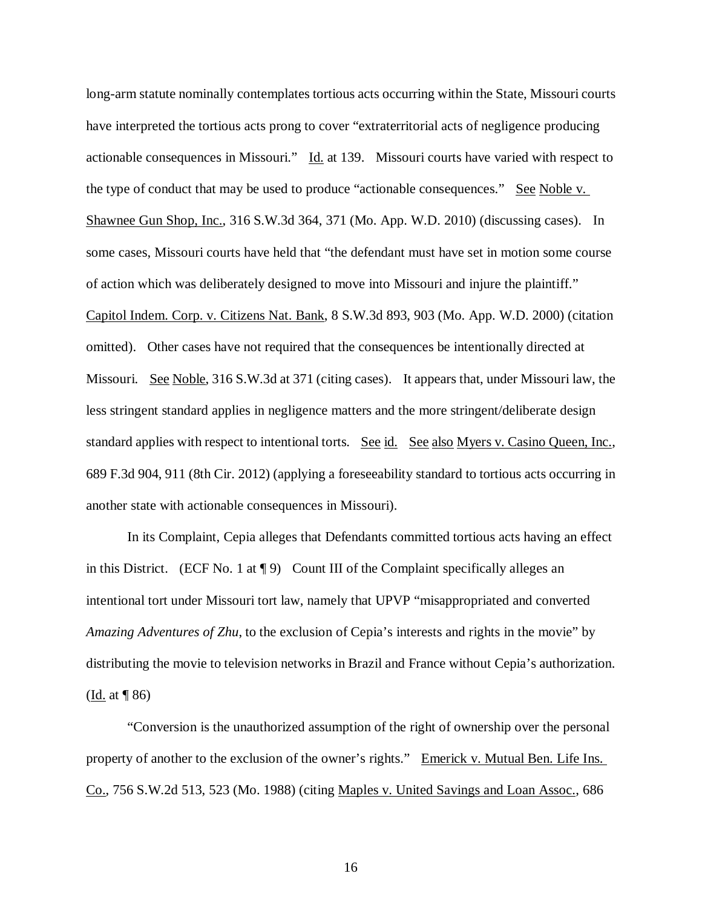long-arm statute nominally contemplates tortious acts occurring within the State, Missouri courts have interpreted the tortious acts prong to cover "extraterritorial acts of negligence producing actionable consequences in Missouri." Id. at 139. Missouri courts have varied with respect to the type of conduct that may be used to produce "actionable consequences." See Noble v. Shawnee Gun Shop, Inc., 316 S.W.3d 364, 371 (Mo. App. W.D. 2010) (discussing cases). In some cases, Missouri courts have held that "the defendant must have set in motion some course of action which was deliberately designed to move into Missouri and injure the plaintiff." Capitol Indem. Corp. v. Citizens Nat. Bank, 8 S.W.3d 893, 903 (Mo. App. W.D. 2000) (citation omitted). Other cases have not required that the consequences be intentionally directed at Missouri. See Noble, 316 S.W.3d at 371 (citing cases). It appears that, under Missouri law, the less stringent standard applies in negligence matters and the more stringent/deliberate design standard applies with respect to intentional torts. See id. See also Myers v. Casino Queen, Inc., 689 F.3d 904, 911 (8th Cir. 2012) (applying a foreseeability standard to tortious acts occurring in another state with actionable consequences in Missouri).

In its Complaint, Cepia alleges that Defendants committed tortious acts having an effect in this District. (ECF No. 1 at ¶ 9) Count III of the Complaint specifically alleges an intentional tort under Missouri tort law, namely that UPVP "misappropriated and converted *Amazing Adventures of Zhu*, to the exclusion of Cepia's interests and rights in the movie" by distributing the movie to television networks in Brazil and France without Cepia's authorization. (Id. at ¶ 86)

"Conversion is the unauthorized assumption of the right of ownership over the personal property of another to the exclusion of the owner's rights." Emerick v. Mutual Ben. Life Ins. Co., 756 S.W.2d 513, 523 (Mo. 1988) (citing Maples v. United Savings and Loan Assoc., 686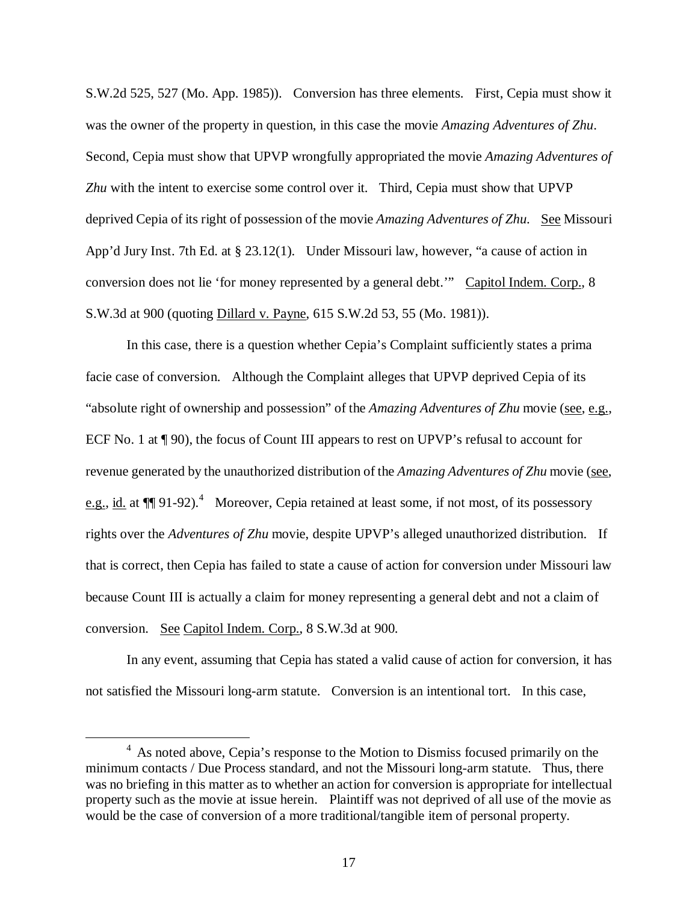S.W.2d 525, 527 (Mo. App. 1985)). Conversion has three elements. First, Cepia must show it was the owner of the property in question, in this case the movie *Amazing Adventures of Zhu*. Second, Cepia must show that UPVP wrongfully appropriated the movie *Amazing Adventures of Zhu* with the intent to exercise some control over it. Third, Cepia must show that UPVP deprived Cepia of its right of possession of the movie *Amazing Adventures of Zhu*. See Missouri App'd Jury Inst. 7th Ed. at § 23.12(1). Under Missouri law, however, "a cause of action in conversion does not lie 'for money represented by a general debt.'" Capitol Indem. Corp., 8 S.W.3d at 900 (quoting Dillard v. Payne, 615 S.W.2d 53, 55 (Mo. 1981)).

In this case, there is a question whether Cepia's Complaint sufficiently states a prima facie case of conversion. Although the Complaint alleges that UPVP deprived Cepia of its "absolute right of ownership and possession" of the *Amazing Adventures of Zhu* movie (see, e.g., ECF No. 1 at ¶ 90), the focus of Count III appears to rest on UPVP's refusal to account for revenue generated by the unauthorized distribution of the *Amazing Adventures of Zhu* movie (see, e.g., id. at ¶¶ 91-92).[4] Moreover, Cepia retained at least some, if not most, of its possessory rights over the *Adventures of Zhu* movie, despite UPVP's alleged unauthorized distribution. If that is correct, then Cepia has failed to state a cause of action for conversion under Missouri law because Count III is actually a claim for money representing a general debt and not a claim of conversion. See Capitol Indem. Corp., 8 S.W.3d at 900.

In any event, assuming that Cepia has stated a valid cause of action for conversion, it has not satisfied the Missouri long-arm statute. Conversion is an intentional tort. In this case,

[4] As noted above, Cepia's response to the Motion to Dismiss focused primarily on the minimum contacts / Due Process standard, and not the Missouri long-arm statute. Thus, there was no briefing in this matter as to whether an action for conversion is appropriate for intellectual property such as the movie at issue herein. Plaintiff was not deprived of all use of the movie as would be the case of conversion of a more traditional/tangible item of personal property.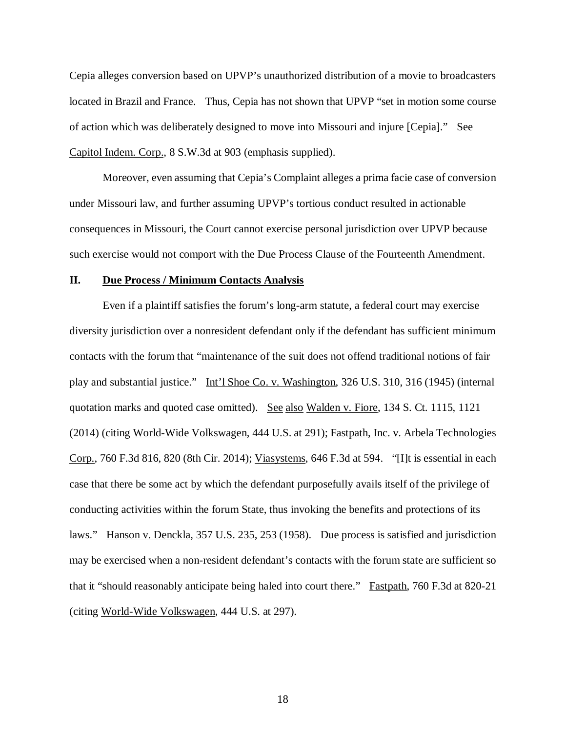Cepia alleges conversion based on UPVP's unauthorized distribution of a movie to broadcasters located in Brazil and France. Thus, Cepia has not shown that UPVP "set in motion some course of action which was deliberately designed to move into Missouri and injure [Cepia]." See Capitol Indem. Corp., 8 S.W.3d at 903 (emphasis supplied).

Moreover, even assuming that Cepia's Complaint alleges a prima facie case of conversion under Missouri law, and further assuming UPVP's tortious conduct resulted in actionable consequences in Missouri, the Court cannot exercise personal jurisdiction over UPVP because such exercise would not comport with the Due Process Clause of the Fourteenth Amendment.

## II. Due Process / Minimum Contacts Analysis

Even if a plaintiff satisfies the forum's long-arm statute, a federal court may exercise diversity jurisdiction over a nonresident defendant only if the defendant has sufficient minimum contacts with the forum that "maintenance of the suit does not offend traditional notions of fair play and substantial justice." Int'l Shoe Co. v. Washington, 326 U.S. 310, 316 (1945) (internal quotation marks and quoted case omitted). See also Walden v. Fiore, 134 S. Ct. 1115, 1121 (2014) (citing World-Wide Volkswagen, 444 U.S. at 291); Fastpath, Inc. v. Arbela Technologies Corp., 760 F.3d 816, 820 (8th Cir. 2014); Viasystems, 646 F.3d at 594. "[I]t is essential in each case that there be some act by which the defendant purposefully avails itself of the privilege of conducting activities within the forum State, thus invoking the benefits and protections of its laws." Hanson v. Denckla, 357 U.S. 235, 253 (1958). Due process is satisfied and jurisdiction may be exercised when a non-resident defendant's contacts with the forum state are sufficient so that it "should reasonably anticipate being haled into court there." Fastpath, 760 F.3d at 820-21 (citing World-Wide Volkswagen, 444 U.S. at 297).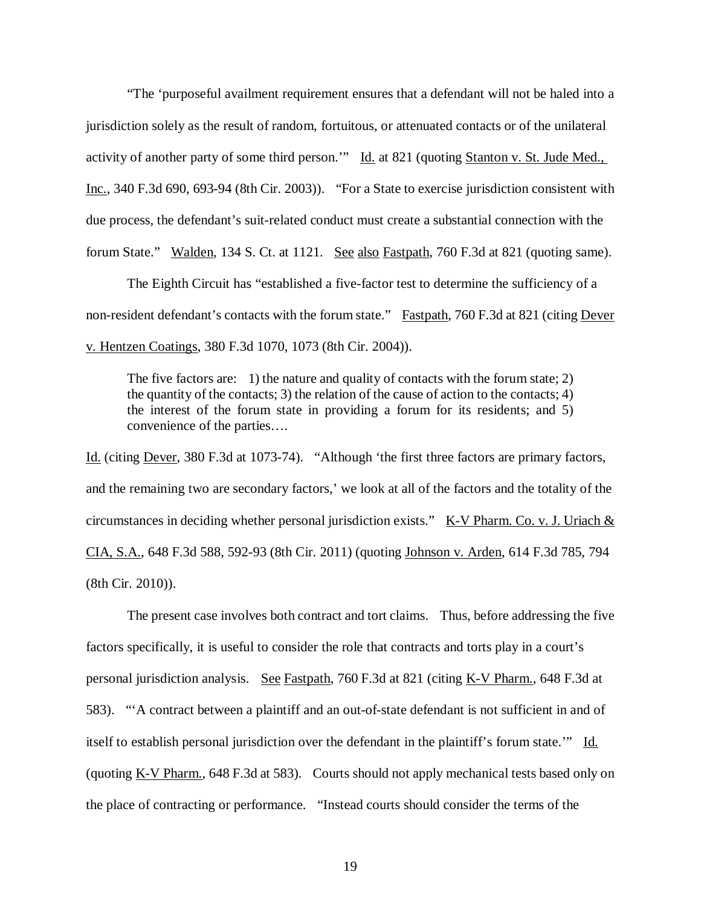"The 'purposeful availment requirement ensures that a defendant will not be haled into a jurisdiction solely as the result of random, fortuitous, or attenuated contacts or of the unilateral activity of another party of some third person.'" Id. at 821 (quoting Stanton v. St. Jude Med., Inc., 340 F.3d 690, 693-94 (8th Cir. 2003)). "For a State to exercise jurisdiction consistent with due process, the defendant's suit-related conduct must create a substantial connection with the forum State." Walden, 134 S. Ct. at 1121. See also Fastpath, 760 F.3d at 821 (quoting same).

The Eighth Circuit has "established a five-factor test to determine the sufficiency of a non-resident defendant's contacts with the forum state." Fastpath, 760 F.3d at 821 (citing Dever v. Hentzen Coatings, 380 F.3d 1070, 1073 (8th Cir. 2004)).

> The five factors are: 1) the nature and quality of contacts with the forum state; 2) the quantity of the contacts; 3) the relation of the cause of action to the contacts; 4) the interest of the forum state in providing a forum for its residents; and 5) convenience of the parties….

Id. (citing Dever, 380 F.3d at 1073-74). "Although 'the first three factors are primary factors, and the remaining two are secondary factors,' we look at all of the factors and the totality of the circumstances in deciding whether personal jurisdiction exists." K-V Pharm. Co. v. J. Uriach & CIA, S.A., 648 F.3d 588, 592-93 (8th Cir. 2011) (quoting Johnson v. Arden, 614 F.3d 785, 794 (8th Cir. 2010)).

The present case involves both contract and tort claims. Thus, before addressing the five factors specifically, it is useful to consider the role that contracts and torts play in a court's personal jurisdiction analysis. See Fastpath, 760 F.3d at 821 (citing K-V Pharm., 648 F.3d at 583). "'A contract between a plaintiff and an out-of-state defendant is not sufficient in and of itself to establish personal jurisdiction over the defendant in the plaintiff's forum state.'" Id. (quoting K-V Pharm., 648 F.3d at 583). Courts should not apply mechanical tests based only on the place of contracting or performance. "Instead courts should consider the terms of the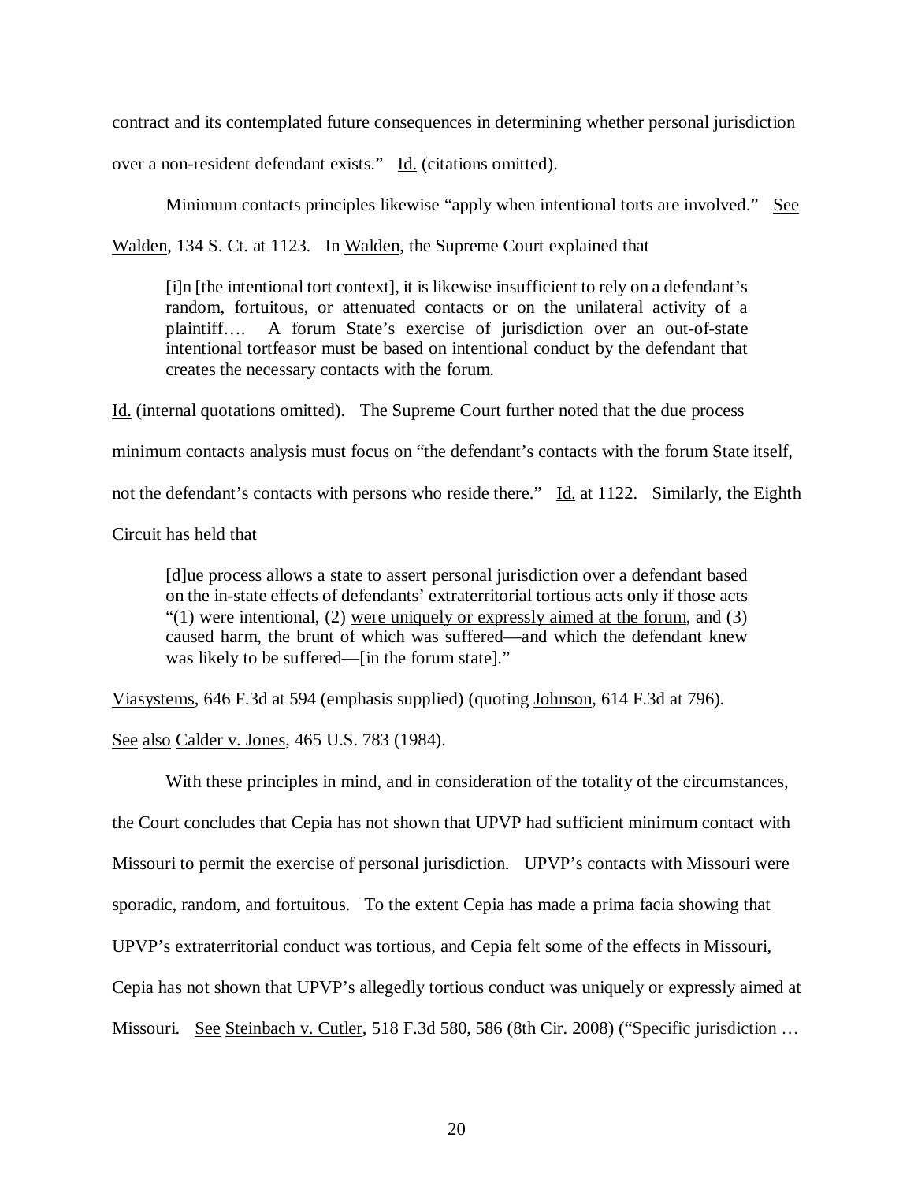contract and its contemplated future consequences in determining whether personal jurisdiction over a non-resident defendant exists." Id. (citations omitted).

Minimum contacts principles likewise "apply when intentional torts are involved." See Walden, 134 S. Ct. at 1123. In Walden, the Supreme Court explained that

> [i]n [the intentional tort context], it is likewise insufficient to rely on a defendant's random, fortuitous, or attenuated contacts or on the unilateral activity of a plaintiff…. A forum State's exercise of jurisdiction over an out-of-state intentional tortfeasor must be based on intentional conduct by the defendant that creates the necessary contacts with the forum.

Id. (internal quotations omitted). The Supreme Court further noted that the due process minimum contacts analysis must focus on "the defendant's contacts with the forum State itself, not the defendant's contacts with persons who reside there." Id. at 1122. Similarly, the Eighth Circuit has held that

> [d]ue process allows a state to assert personal jurisdiction over a defendant based on the in-state effects of defendants' extraterritorial tortious acts only if those acts "(1) were intentional, (2) were uniquely or expressly aimed at the forum, and (3) caused harm, the brunt of which was suffered—and which the defendant knew was likely to be suffered—[in the forum state]."

Viasystems, 646 F.3d at 594 (emphasis supplied) (quoting Johnson, 614 F.3d at 796). See also Calder v. Jones, 465 U.S. 783 (1984).

With these principles in mind, and in consideration of the totality of the circumstances, the Court concludes that Cepia has not shown that UPVP had sufficient minimum contact with Missouri to permit the exercise of personal jurisdiction. UPVP's contacts with Missouri were sporadic, random, and fortuitous. To the extent Cepia has made a prima facia showing that UPVP's extraterritorial conduct was tortious, and Cepia felt some of the effects in Missouri, Cepia has not shown that UPVP's allegedly tortious conduct was uniquely or expressly aimed at Missouri. See Steinbach v. Cutler, 518 F.3d 580, 586 (8th Cir. 2008) ("Specific jurisdiction …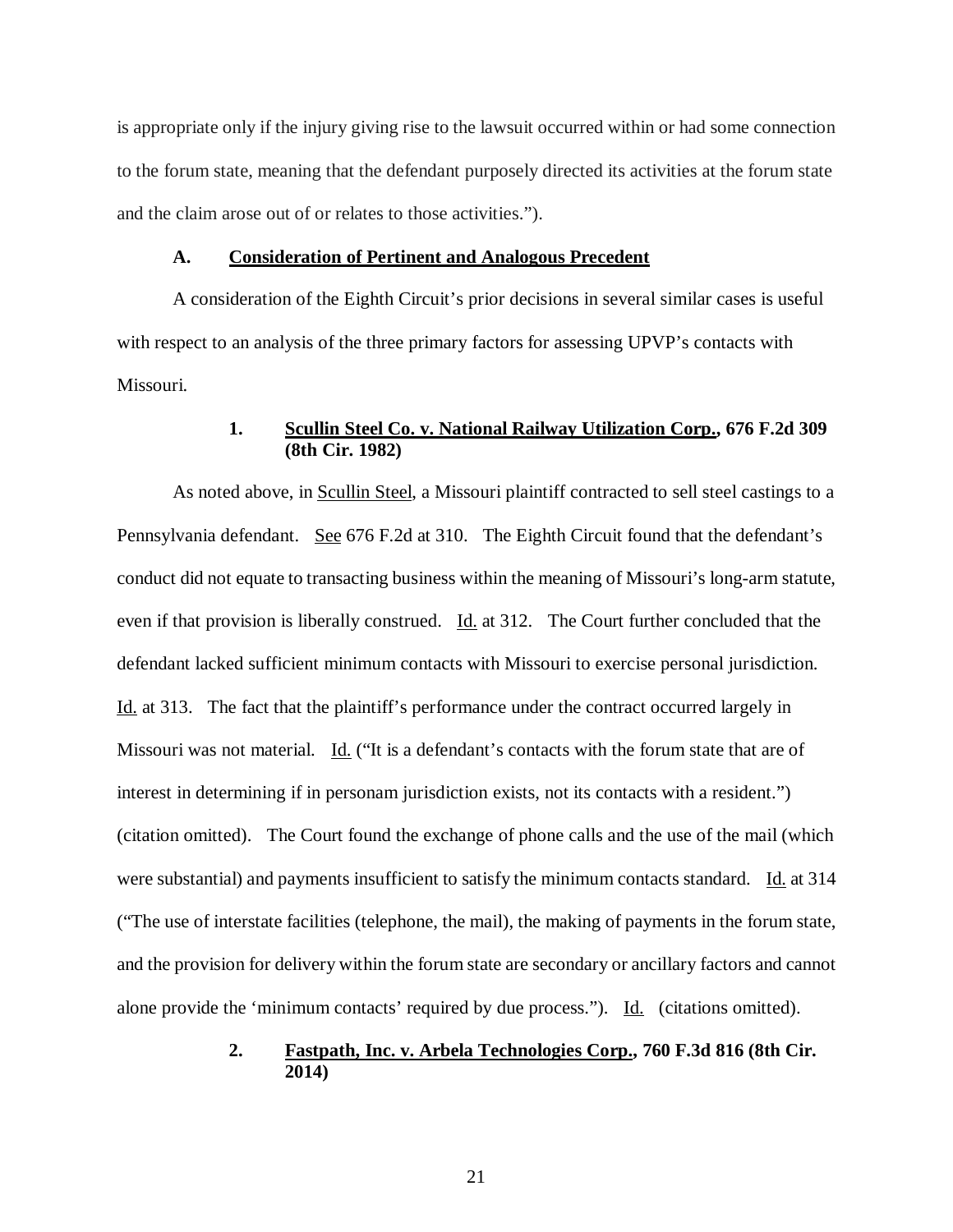is appropriate only if the injury giving rise to the lawsuit occurred within or had some connection to the forum state, meaning that the defendant purposely directed its activities at the forum state and the claim arose out of or relates to those activities.").

### A. Consideration of Pertinent and Analogous Precedent

A consideration of the Eighth Circuit's prior decisions in several similar cases is useful with respect to an analysis of the three primary factors for assessing UPVP's contacts with Missouri.

#### 1. Scullin Steel Co. v. National Railway Utilization Corp., 676 F.2d 309 (8th Cir. 1982)

As noted above, in Scullin Steel, a Missouri plaintiff contracted to sell steel castings to a Pennsylvania defendant. See 676 F.2d at 310. The Eighth Circuit found that the defendant's conduct did not equate to transacting business within the meaning of Missouri's long-arm statute, even if that provision is liberally construed. Id. at 312. The Court further concluded that the defendant lacked sufficient minimum contacts with Missouri to exercise personal jurisdiction. Id. at 313. The fact that the plaintiff's performance under the contract occurred largely in Missouri was not material. Id. ("It is a defendant's contacts with the forum state that are of interest in determining if in personam jurisdiction exists, not its contacts with a resident.") (citation omitted). The Court found the exchange of phone calls and the use of the mail (which were substantial) and payments insufficient to satisfy the minimum contacts standard. Id. at 314 ("The use of interstate facilities (telephone, the mail), the making of payments in the forum state, and the provision for delivery within the forum state are secondary or ancillary factors and cannot alone provide the 'minimum contacts' required by due process."). Id. (citations omitted).

#### 2. Fastpath, Inc. v. Arbela Technologies Corp., 760 F.3d 816 (8th Cir. 2014)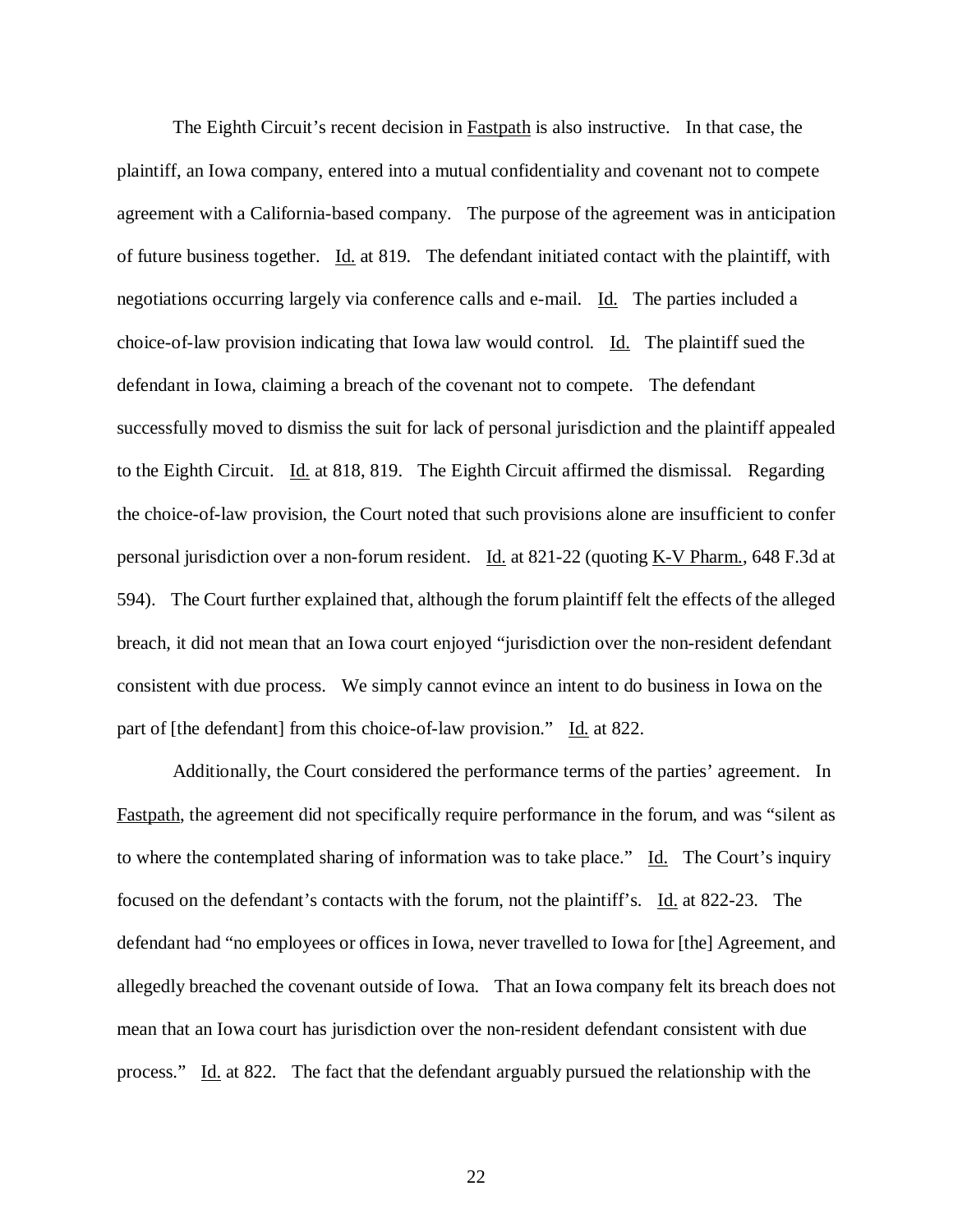The Eighth Circuit's recent decision in Fastpath is also instructive. In that case, the plaintiff, an Iowa company, entered into a mutual confidentiality and covenant not to compete agreement with a California-based company. The purpose of the agreement was in anticipation of future business together. Id. at 819. The defendant initiated contact with the plaintiff, with negotiations occurring largely via conference calls and e-mail. Id. The parties included a choice-of-law provision indicating that Iowa law would control. Id. The plaintiff sued the defendant in Iowa, claiming a breach of the covenant not to compete. The defendant successfully moved to dismiss the suit for lack of personal jurisdiction and the plaintiff appealed to the Eighth Circuit. Id. at 818, 819. The Eighth Circuit affirmed the dismissal. Regarding the choice-of-law provision, the Court noted that such provisions alone are insufficient to confer personal jurisdiction over a non-forum resident. Id. at 821-22 (quoting K-V Pharm., 648 F.3d at 594). The Court further explained that, although the forum plaintiff felt the effects of the alleged breach, it did not mean that an Iowa court enjoyed "jurisdiction over the non-resident defendant consistent with due process. We simply cannot evince an intent to do business in Iowa on the part of [the defendant] from this choice-of-law provision." Id. at 822.

Additionally, the Court considered the performance terms of the parties' agreement. In Fastpath, the agreement did not specifically require performance in the forum, and was "silent as to where the contemplated sharing of information was to take place." Id. The Court's inquiry focused on the defendant's contacts with the forum, not the plaintiff's. Id. at 822-23. The defendant had "no employees or offices in Iowa, never travelled to Iowa for [the] Agreement, and allegedly breached the covenant outside of Iowa. That an Iowa company felt its breach does not mean that an Iowa court has jurisdiction over the non-resident defendant consistent with due process." Id. at 822. The fact that the defendant arguably pursued the relationship with the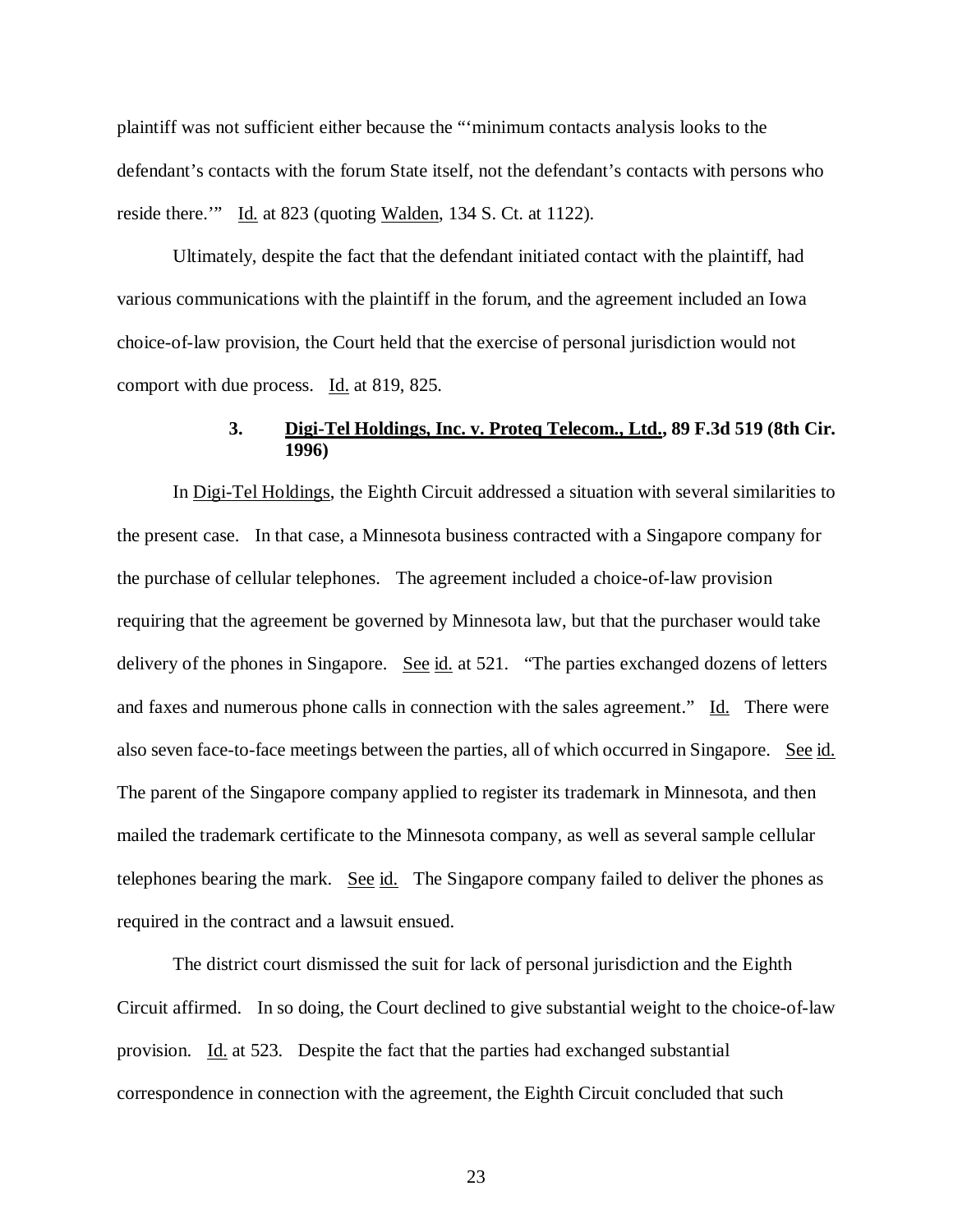plaintiff was not sufficient either because the "'minimum contacts analysis looks to the defendant's contacts with the forum State itself, not the defendant's contacts with persons who reside there.'" Id. at 823 (quoting Walden, 134 S. Ct. at 1122).

Ultimately, despite the fact that the defendant initiated contact with the plaintiff, had various communications with the plaintiff in the forum, and the agreement included an Iowa choice-of-law provision, the Court held that the exercise of personal jurisdiction would not comport with due process. Id. at 819, 825.

### 3. Digi-Tel Holdings, Inc. v. Proteq Telecom., Ltd., 89 F.3d 519 (8th Cir. 1996)

In Digi-Tel Holdings, the Eighth Circuit addressed a situation with several similarities to the present case. In that case, a Minnesota business contracted with a Singapore company for the purchase of cellular telephones. The agreement included a choice-of-law provision requiring that the agreement be governed by Minnesota law, but that the purchaser would take delivery of the phones in Singapore. See id. at 521. "The parties exchanged dozens of letters and faxes and numerous phone calls in connection with the sales agreement." Id. There were also seven face-to-face meetings between the parties, all of which occurred in Singapore. See id. The parent of the Singapore company applied to register its trademark in Minnesota, and then mailed the trademark certificate to the Minnesota company, as well as several sample cellular telephones bearing the mark. See id. The Singapore company failed to deliver the phones as required in the contract and a lawsuit ensued.

The district court dismissed the suit for lack of personal jurisdiction and the Eighth Circuit affirmed. In so doing, the Court declined to give substantial weight to the choice-of-law provision. Id. at 523. Despite the fact that the parties had exchanged substantial correspondence in connection with the agreement, the Eighth Circuit concluded that such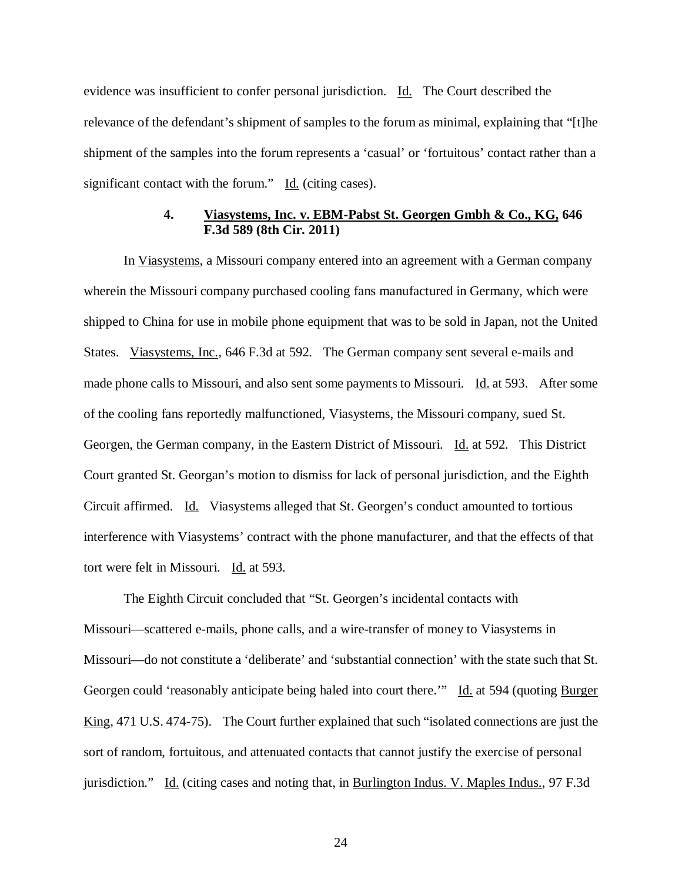evidence was insufficient to confer personal jurisdiction. Id. The Court described the relevance of the defendant's shipment of samples to the forum as minimal, explaining that "[t]he shipment of the samples into the forum represents a 'casual' or 'fortuitous' contact rather than a significant contact with the forum." Id. (citing cases).

### 4. Viasystems, Inc. v. EBM-Pabst St. Georgen Gmbh & Co., KG, 646 F.3d 589 (8th Cir. 2011)

In Viasystems, a Missouri company entered into an agreement with a German company wherein the Missouri company purchased cooling fans manufactured in Germany, which were shipped to China for use in mobile phone equipment that was to be sold in Japan, not the United States. Viasystems, Inc., 646 F.3d at 592. The German company sent several e-mails and made phone calls to Missouri, and also sent some payments to Missouri. Id. at 593. After some of the cooling fans reportedly malfunctioned, Viasystems, the Missouri company, sued St. Georgen, the German company, in the Eastern District of Missouri. Id. at 592. This District Court granted St. Georgan's motion to dismiss for lack of personal jurisdiction, and the Eighth Circuit affirmed. Id. Viasystems alleged that St. Georgen's conduct amounted to tortious interference with Viasystems' contract with the phone manufacturer, and that the effects of that tort were felt in Missouri. Id. at 593.

The Eighth Circuit concluded that "St. Georgen's incidental contacts with Missouri—scattered e-mails, phone calls, and a wire-transfer of money to Viasystems in Missouri—do not constitute a 'deliberate' and 'substantial connection' with the state such that St. Georgen could 'reasonably anticipate being haled into court there.'" Id. at 594 (quoting Burger King, 471 U.S. 474-75). The Court further explained that such "isolated connections are just the sort of random, fortuitous, and attenuated contacts that cannot justify the exercise of personal jurisdiction." Id. (citing cases and noting that, in Burlington Indus. V. Maples Indus., 97 F.3d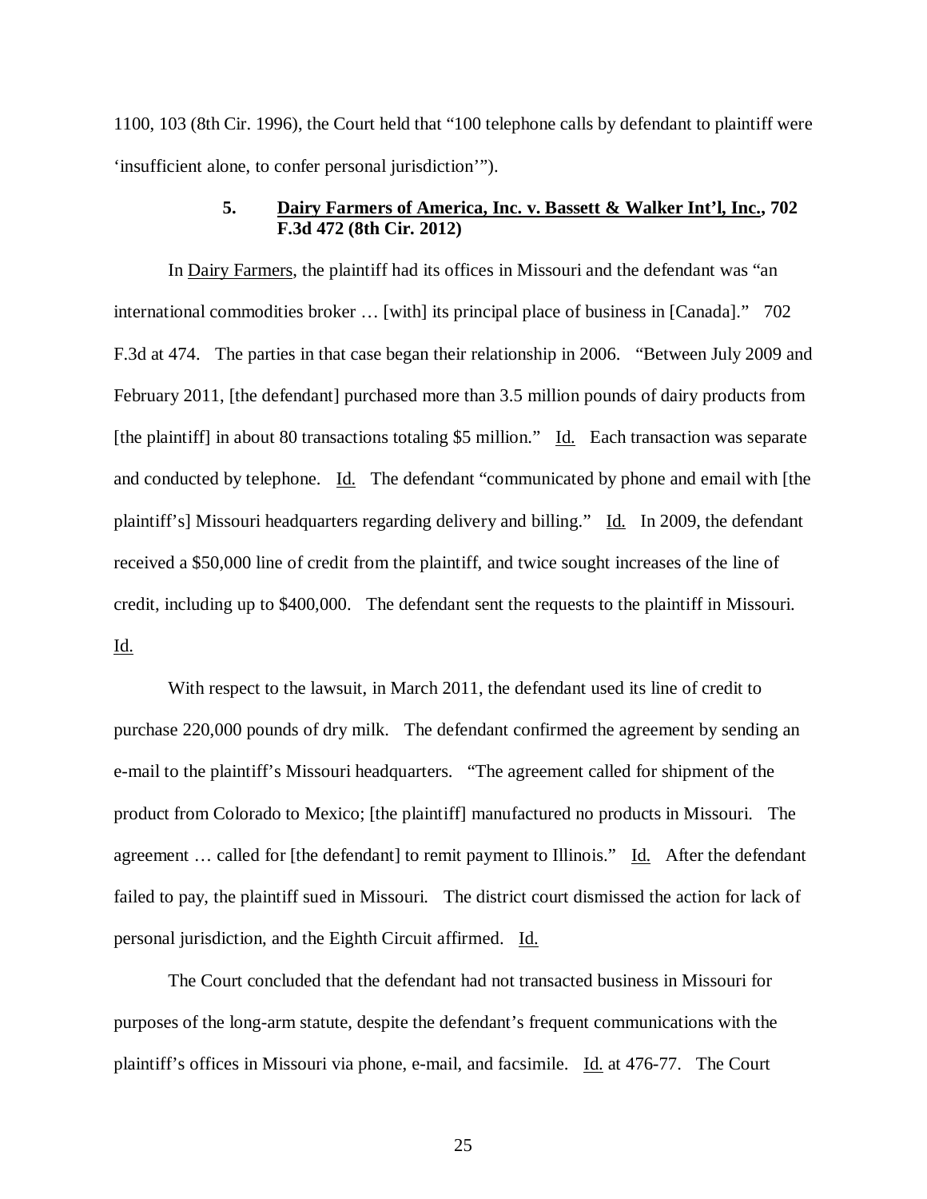1100, 103 (8th Cir. 1996), the Court held that "100 telephone calls by defendant to plaintiff were 'insufficient alone, to confer personal jurisdiction'").

### 5. Dairy Farmers of America, Inc. v. Bassett & Walker Int'l, Inc., 702 F.3d 472 (8th Cir. 2012)

In Dairy Farmers, the plaintiff had its offices in Missouri and the defendant was "an international commodities broker … [with] its principal place of business in [Canada]." 702 F.3d at 474. The parties in that case began their relationship in 2006. "Between July 2009 and February 2011, [the defendant] purchased more than 3.5 million pounds of dairy products from [the plaintiff] in about 80 transactions totaling $5 million." Id. Each transaction was separate and conducted by telephone. Id. The defendant "communicated by phone and email with [the plaintiff's] Missouri headquarters regarding delivery and billing." Id. In 2009, the defendant received a $50,000 line of credit from the plaintiff, and twice sought increases of the line of credit, including up to $400,000. The defendant sent the requests to the plaintiff in Missouri. Id.

With respect to the lawsuit, in March 2011, the defendant used its line of credit to purchase 220,000 pounds of dry milk. The defendant confirmed the agreement by sending an e-mail to the plaintiff's Missouri headquarters. "The agreement called for shipment of the product from Colorado to Mexico; [the plaintiff] manufactured no products in Missouri. The agreement … called for [the defendant] to remit payment to Illinois." Id. After the defendant failed to pay, the plaintiff sued in Missouri. The district court dismissed the action for lack of personal jurisdiction, and the Eighth Circuit affirmed. Id.

The Court concluded that the defendant had not transacted business in Missouri for purposes of the long-arm statute, despite the defendant's frequent communications with the plaintiff's offices in Missouri via phone, e-mail, and facsimile. Id. at 476-77. The Court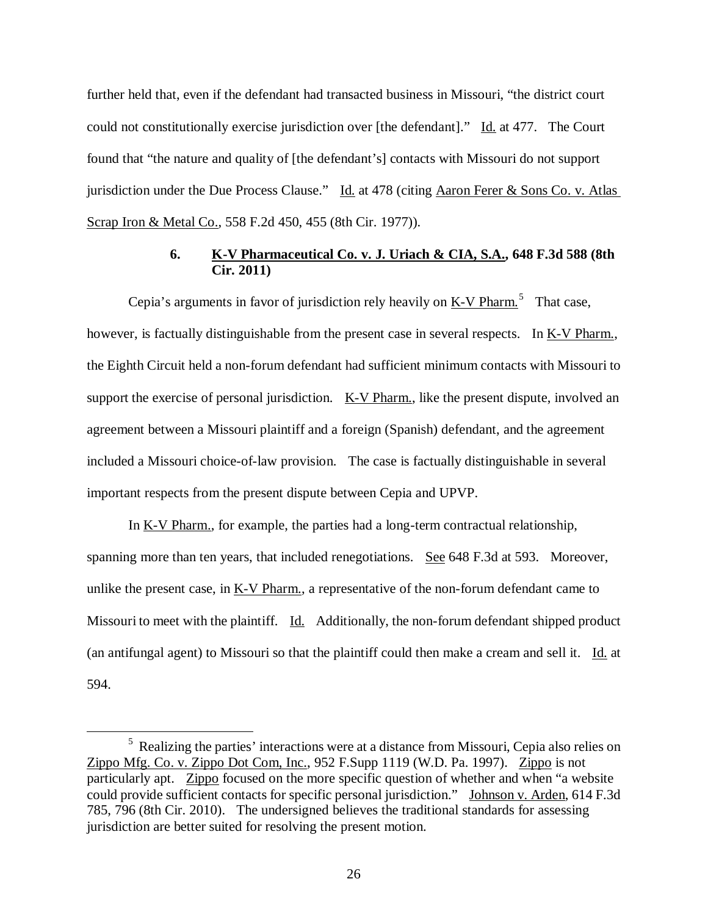further held that, even if the defendant had transacted business in Missouri, "the district court could not constitutionally exercise jurisdiction over [the defendant]." Id. at 477. The Court found that "the nature and quality of [the defendant's] contacts with Missouri do not support jurisdiction under the Due Process Clause." Id. at 478 (citing Aaron Ferer & Sons Co. v. Atlas Scrap Iron & Metal Co., 558 F.2d 450, 455 (8th Cir. 1977)).

### 6. K-V Pharmaceutical Co. v. J. Uriach & CIA, S.A., 648 F.3d 588 (8th Cir. 2011)

Cepia's arguments in favor of jurisdiction rely heavily on K-V Pharm.[5] That case, however, is factually distinguishable from the present case in several respects. In K-V Pharm., the Eighth Circuit held a non-forum defendant had sufficient minimum contacts with Missouri to support the exercise of personal jurisdiction. K-V Pharm., like the present dispute, involved an agreement between a Missouri plaintiff and a foreign (Spanish) defendant, and the agreement included a Missouri choice-of-law provision. The case is factually distinguishable in several important respects from the present dispute between Cepia and UPVP.

In K-V Pharm., for example, the parties had a long-term contractual relationship, spanning more than ten years, that included renegotiations. See 648 F.3d at 593. Moreover, unlike the present case, in K-V Pharm., a representative of the non-forum defendant came to Missouri to meet with the plaintiff. Id. Additionally, the non-forum defendant shipped product (an antifungal agent) to Missouri so that the plaintiff could then make a cream and sell it. Id. at 594.

---

[5] Realizing the parties' interactions were at a distance from Missouri, Cepia also relies on Zippo Mfg. Co. v. Zippo Dot Com, Inc., 952 F.Supp 1119 (W.D. Pa. 1997). Zippo is not particularly apt. Zippo focused on the more specific question of whether and when "a website could provide sufficient contacts for specific personal jurisdiction." Johnson v. Arden, 614 F.3d 785, 796 (8th Cir. 2010). The undersigned believes the traditional standards for assessing jurisdiction are better suited for resolving the present motion.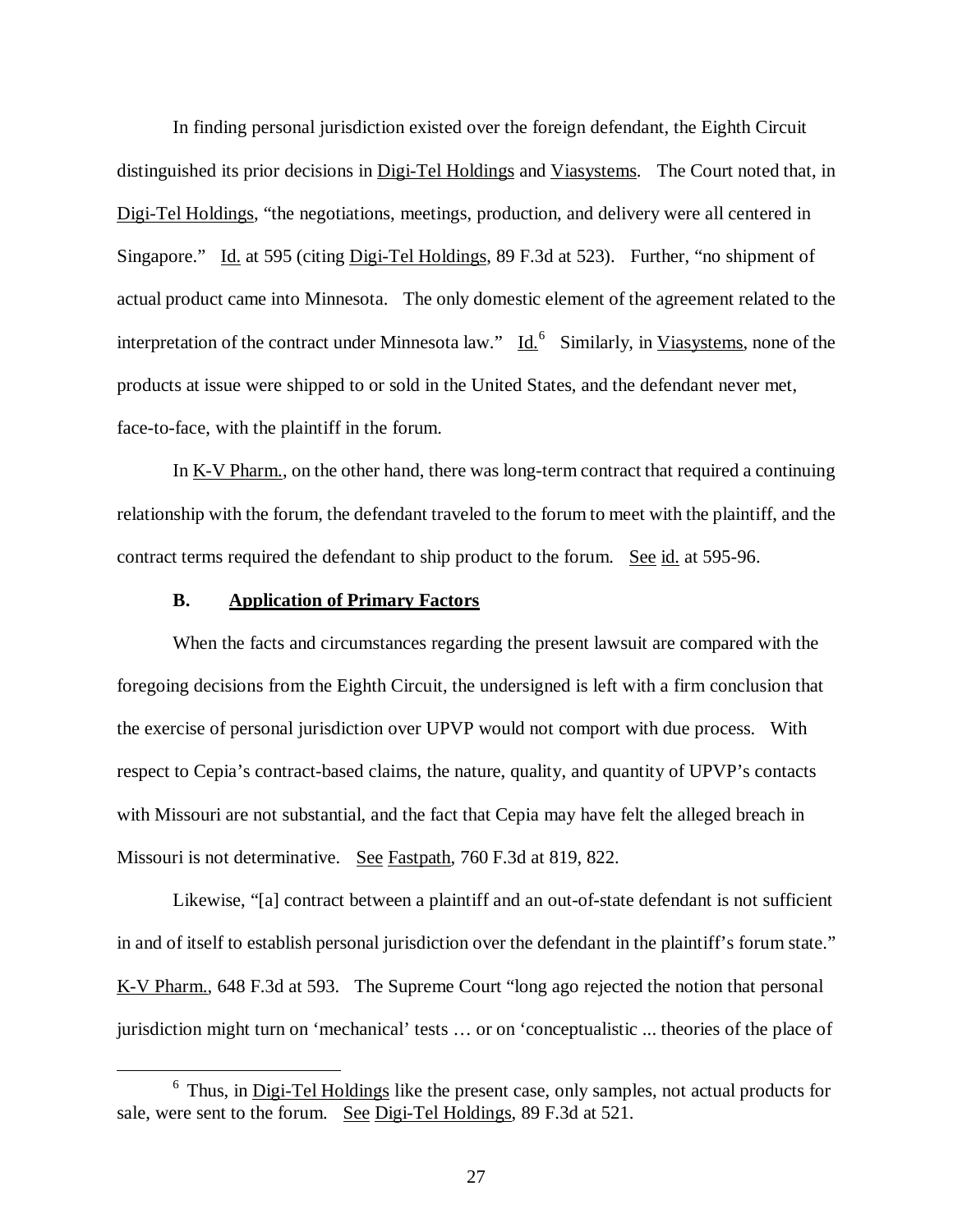In finding personal jurisdiction existed over the foreign defendant, the Eighth Circuit distinguished its prior decisions in Digi-Tel Holdings and Viasystems. The Court noted that, in Digi-Tel Holdings, "the negotiations, meetings, production, and delivery were all centered in Singapore." Id. at 595 (citing Digi-Tel Holdings, 89 F.3d at 523). Further, "no shipment of actual product came into Minnesota. The only domestic element of the agreement related to the interpretation of the contract under Minnesota law." Id.[6] Similarly, in Viasystems, none of the products at issue were shipped to or sold in the United States, and the defendant never met, face-to-face, with the plaintiff in the forum.

In K-V Pharm., on the other hand, there was long-term contract that required a continuing relationship with the forum, the defendant traveled to the forum to meet with the plaintiff, and the contract terms required the defendant to ship product to the forum. See id. at 595-96.

**B. Application of Primary Factors**

When the facts and circumstances regarding the present lawsuit are compared with the foregoing decisions from the Eighth Circuit, the undersigned is left with a firm conclusion that the exercise of personal jurisdiction over UPVP would not comport with due process. With respect to Cepia's contract-based claims, the nature, quality, and quantity of UPVP's contacts with Missouri are not substantial, and the fact that Cepia may have felt the alleged breach in Missouri is not determinative. See Fastpath, 760 F.3d at 819, 822.

Likewise, "[a] contract between a plaintiff and an out-of-state defendant is not sufficient in and of itself to establish personal jurisdiction over the defendant in the plaintiff's forum state." K-V Pharm., 648 F.3d at 593. The Supreme Court "long ago rejected the notion that personal jurisdiction might turn on 'mechanical' tests … or on 'conceptualistic ... theories of the place of

[6] Thus, in Digi-Tel Holdings like the present case, only samples, not actual products for sale, were sent to the forum. See Digi-Tel Holdings, 89 F.3d at 521.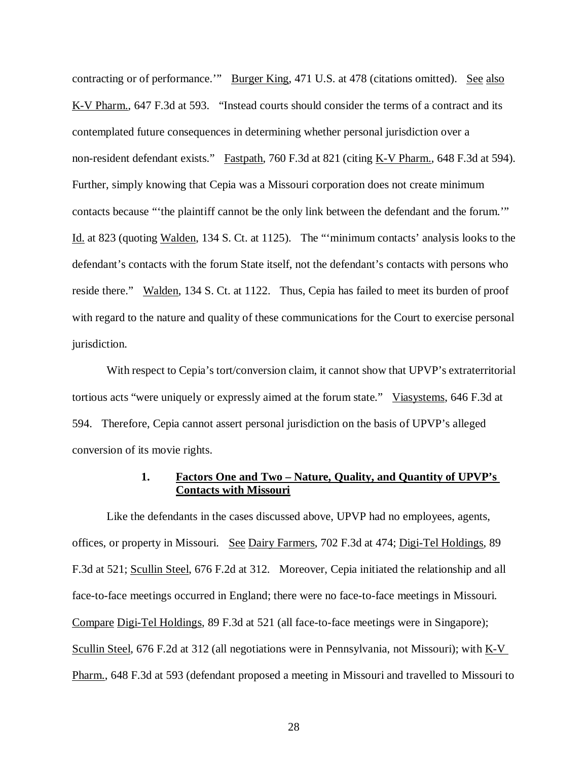contracting or of performance.'" Burger King, 471 U.S. at 478 (citations omitted). See also K-V Pharm., 647 F.3d at 593. "Instead courts should consider the terms of a contract and its contemplated future consequences in determining whether personal jurisdiction over a non-resident defendant exists." Fastpath, 760 F.3d at 821 (citing K-V Pharm., 648 F.3d at 594). Further, simply knowing that Cepia was a Missouri corporation does not create minimum contacts because "'the plaintiff cannot be the only link between the defendant and the forum.'" Id. at 823 (quoting Walden, 134 S. Ct. at 1125). The "'minimum contacts' analysis looks to the defendant's contacts with the forum State itself, not the defendant's contacts with persons who reside there." Walden, 134 S. Ct. at 1122. Thus, Cepia has failed to meet its burden of proof with regard to the nature and quality of these communications for the Court to exercise personal jurisdiction.

With respect to Cepia's tort/conversion claim, it cannot show that UPVP's extraterritorial tortious acts "were uniquely or expressly aimed at the forum state." Viasystems, 646 F.3d at 594. Therefore, Cepia cannot assert personal jurisdiction on the basis of UPVP's alleged conversion of its movie rights.

### 1. Factors One and Two – Nature, Quality, and Quantity of UPVP's Contacts with Missouri

Like the defendants in the cases discussed above, UPVP had no employees, agents, offices, or property in Missouri. See Dairy Farmers, 702 F.3d at 474; Digi-Tel Holdings, 89 F.3d at 521; Scullin Steel, 676 F.2d at 312. Moreover, Cepia initiated the relationship and all face-to-face meetings occurred in England; there were no face-to-face meetings in Missouri. Compare Digi-Tel Holdings, 89 F.3d at 521 (all face-to-face meetings were in Singapore); Scullin Steel, 676 F.2d at 312 (all negotiations were in Pennsylvania, not Missouri); with K-V Pharm., 648 F.3d at 593 (defendant proposed a meeting in Missouri and travelled to Missouri to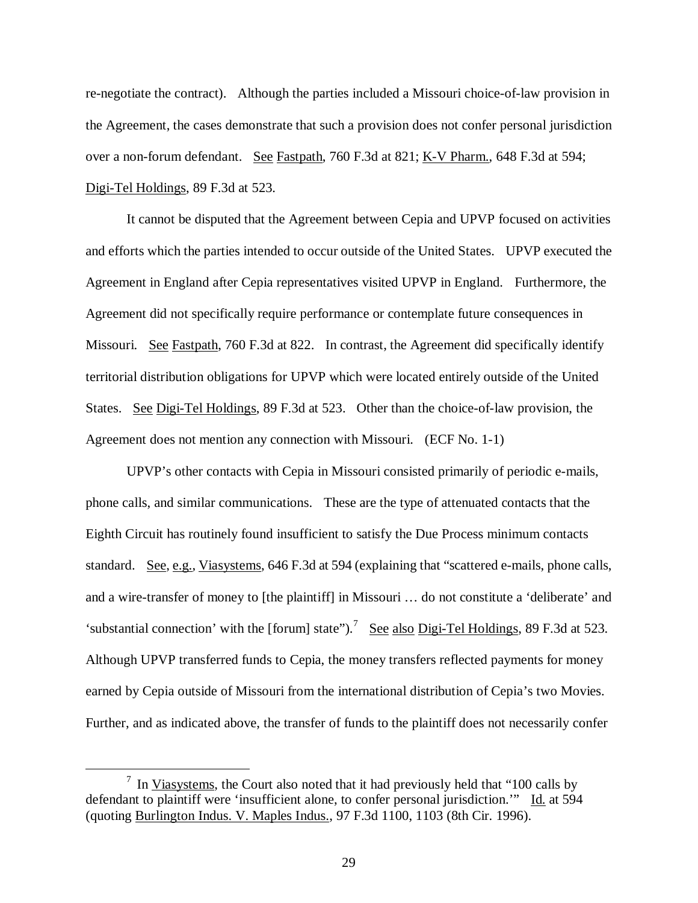re-negotiate the contract). Although the parties included a Missouri choice-of-law provision in the Agreement, the cases demonstrate that such a provision does not confer personal jurisdiction over a non-forum defendant. See Fastpath, 760 F.3d at 821; K-V Pharm., 648 F.3d at 594; Digi-Tel Holdings, 89 F.3d at 523.

It cannot be disputed that the Agreement between Cepia and UPVP focused on activities and efforts which the parties intended to occur outside of the United States. UPVP executed the Agreement in England after Cepia representatives visited UPVP in England. Furthermore, the Agreement did not specifically require performance or contemplate future consequences in Missouri. See Fastpath, 760 F.3d at 822. In contrast, the Agreement did specifically identify territorial distribution obligations for UPVP which were located entirely outside of the United States. See Digi-Tel Holdings, 89 F.3d at 523. Other than the choice-of-law provision, the Agreement does not mention any connection with Missouri. (ECF No. 1-1)

UPVP's other contacts with Cepia in Missouri consisted primarily of periodic e-mails, phone calls, and similar communications. These are the type of attenuated contacts that the Eighth Circuit has routinely found insufficient to satisfy the Due Process minimum contacts standard. See, e.g., Viasystems, 646 F.3d at 594 (explaining that "scattered e-mails, phone calls, and a wire-transfer of money to [the plaintiff] in Missouri … do not constitute a 'deliberate' and 'substantial connection' with the [forum] state").[7] See also Digi-Tel Holdings, 89 F.3d at 523. Although UPVP transferred funds to Cepia, the money transfers reflected payments for money earned by Cepia outside of Missouri from the international distribution of Cepia's two Movies. Further, and as indicated above, the transfer of funds to the plaintiff does not necessarily confer

---

[7] In Viasystems, the Court also noted that it had previously held that "100 calls by defendant to plaintiff were 'insufficient alone, to confer personal jurisdiction.'" Id. at 594 (quoting Burlington Indus. V. Maples Indus., 97 F.3d 1100, 1103 (8th Cir. 1996).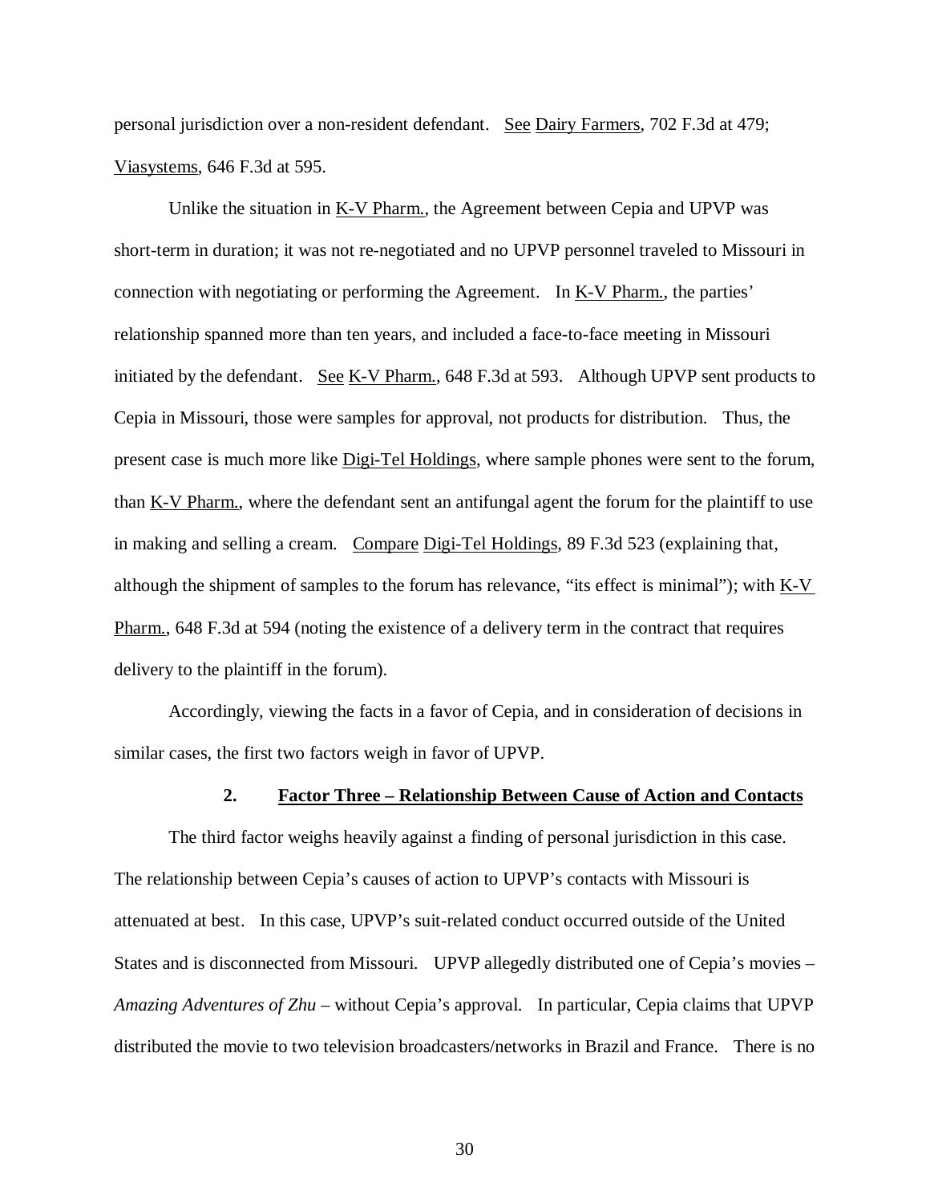personal jurisdiction over a non-resident defendant. See Dairy Farmers, 702 F.3d at 479; Viasystems, 646 F.3d at 595.

Unlike the situation in K-V Pharm., the Agreement between Cepia and UPVP was short-term in duration; it was not re-negotiated and no UPVP personnel traveled to Missouri in connection with negotiating or performing the Agreement. In K-V Pharm., the parties' relationship spanned more than ten years, and included a face-to-face meeting in Missouri initiated by the defendant. See K-V Pharm., 648 F.3d at 593. Although UPVP sent products to Cepia in Missouri, those were samples for approval, not products for distribution. Thus, the present case is much more like Digi-Tel Holdings, where sample phones were sent to the forum, than K-V Pharm., where the defendant sent an antifungal agent the forum for the plaintiff to use in making and selling a cream. Compare Digi-Tel Holdings, 89 F.3d 523 (explaining that, although the shipment of samples to the forum has relevance, "its effect is minimal"); with K-V Pharm., 648 F.3d at 594 (noting the existence of a delivery term in the contract that requires delivery to the plaintiff in the forum).

Accordingly, viewing the facts in a favor of Cepia, and in consideration of decisions in similar cases, the first two factors weigh in favor of UPVP.

### 2. Factor Three – Relationship Between Cause of Action and Contacts

The third factor weighs heavily against a finding of personal jurisdiction in this case. The relationship between Cepia's causes of action to UPVP's contacts with Missouri is attenuated at best. In this case, UPVP's suit-related conduct occurred outside of the United States and is disconnected from Missouri. UPVP allegedly distributed one of Cepia's movies – *Amazing Adventures of Zhu* – without Cepia's approval. In particular, Cepia claims that UPVP distributed the movie to two television broadcasters/networks in Brazil and France. There is no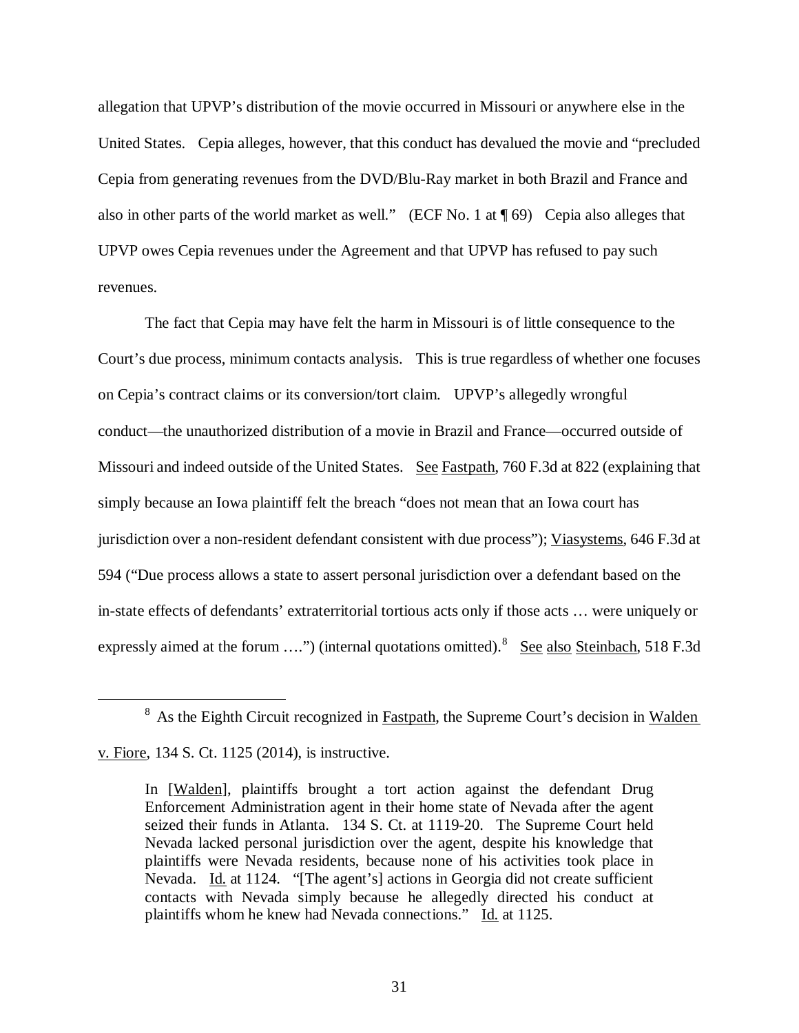allegation that UPVP's distribution of the movie occurred in Missouri or anywhere else in the United States. Cepia alleges, however, that this conduct has devalued the movie and "precluded Cepia from generating revenues from the DVD/Blu-Ray market in both Brazil and France and also in other parts of the world market as well." (ECF No. 1 at ¶ 69) Cepia also alleges that UPVP owes Cepia revenues under the Agreement and that UPVP has refused to pay such revenues.

The fact that Cepia may have felt the harm in Missouri is of little consequence to the Court's due process, minimum contacts analysis. This is true regardless of whether one focuses on Cepia's contract claims or its conversion/tort claim. UPVP's allegedly wrongful conduct—the unauthorized distribution of a movie in Brazil and France—occurred outside of Missouri and indeed outside of the United States. See Fastpath, 760 F.3d at 822 (explaining that simply because an Iowa plaintiff felt the breach "does not mean that an Iowa court has jurisdiction over a non-resident defendant consistent with due process"); Viasystems, 646 F.3d at 594 ("Due process allows a state to assert personal jurisdiction over a defendant based on the in-state effects of defendants' extraterritorial tortious acts only if those acts … were uniquely or expressly aimed at the forum ….") (internal quotations omitted).[8] See also Steinbach, 518 F.3d

---

[8] As the Eighth Circuit recognized in Fastpath, the Supreme Court's decision in Walden v. Fiore, 134 S. Ct. 1125 (2014), is instructive.

> In [Walden], plaintiffs brought a tort action against the defendant Drug Enforcement Administration agent in their home state of Nevada after the agent seized their funds in Atlanta. 134 S. Ct. at 1119-20. The Supreme Court held Nevada lacked personal jurisdiction over the agent, despite his knowledge that plaintiffs were Nevada residents, because none of his activities took place in Nevada. Id. at 1124. "[The agent's] actions in Georgia did not create sufficient contacts with Nevada simply because he allegedly directed his conduct at plaintiffs whom he knew had Nevada connections." Id. at 1125.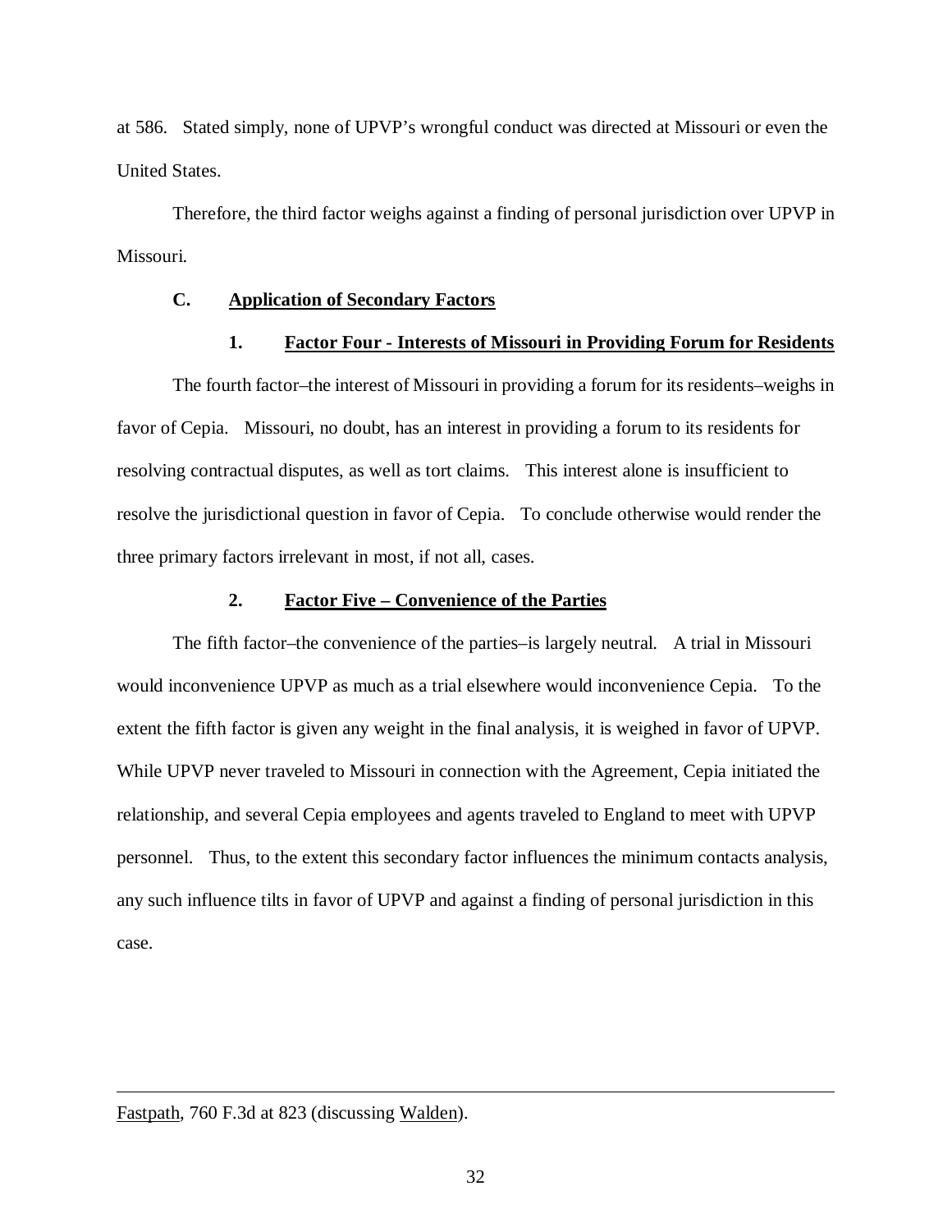at 586. Stated simply, none of UPVP's wrongful conduct was directed at Missouri or even the United States.

Therefore, the third factor weighs against a finding of personal jurisdiction over UPVP in Missouri.

### C. Application of Secondary Factors

#### 1. Factor Four - Interests of Missouri in Providing Forum for Residents

The fourth factor–the interest of Missouri in providing a forum for its residents–weighs in favor of Cepia. Missouri, no doubt, has an interest in providing a forum to its residents for resolving contractual disputes, as well as tort claims. This interest alone is insufficient to resolve the jurisdictional question in favor of Cepia. To conclude otherwise would render the three primary factors irrelevant in most, if not all, cases.

#### 2. Factor Five – Convenience of the Parties

The fifth factor–the convenience of the parties–is largely neutral. A trial in Missouri would inconvenience UPVP as much as a trial elsewhere would inconvenience Cepia. To the extent the fifth factor is given any weight in the final analysis, it is weighed in favor of UPVP. While UPVP never traveled to Missouri in connection with the Agreement, Cepia initiated the relationship, and several Cepia employees and agents traveled to England to meet with UPVP personnel. Thus, to the extent this secondary factor influences the minimum contacts analysis, any such influence tilts in favor of UPVP and against a finding of personal jurisdiction in this case.

---

Fastpath, 760 F.3d at 823 (discussing Walden).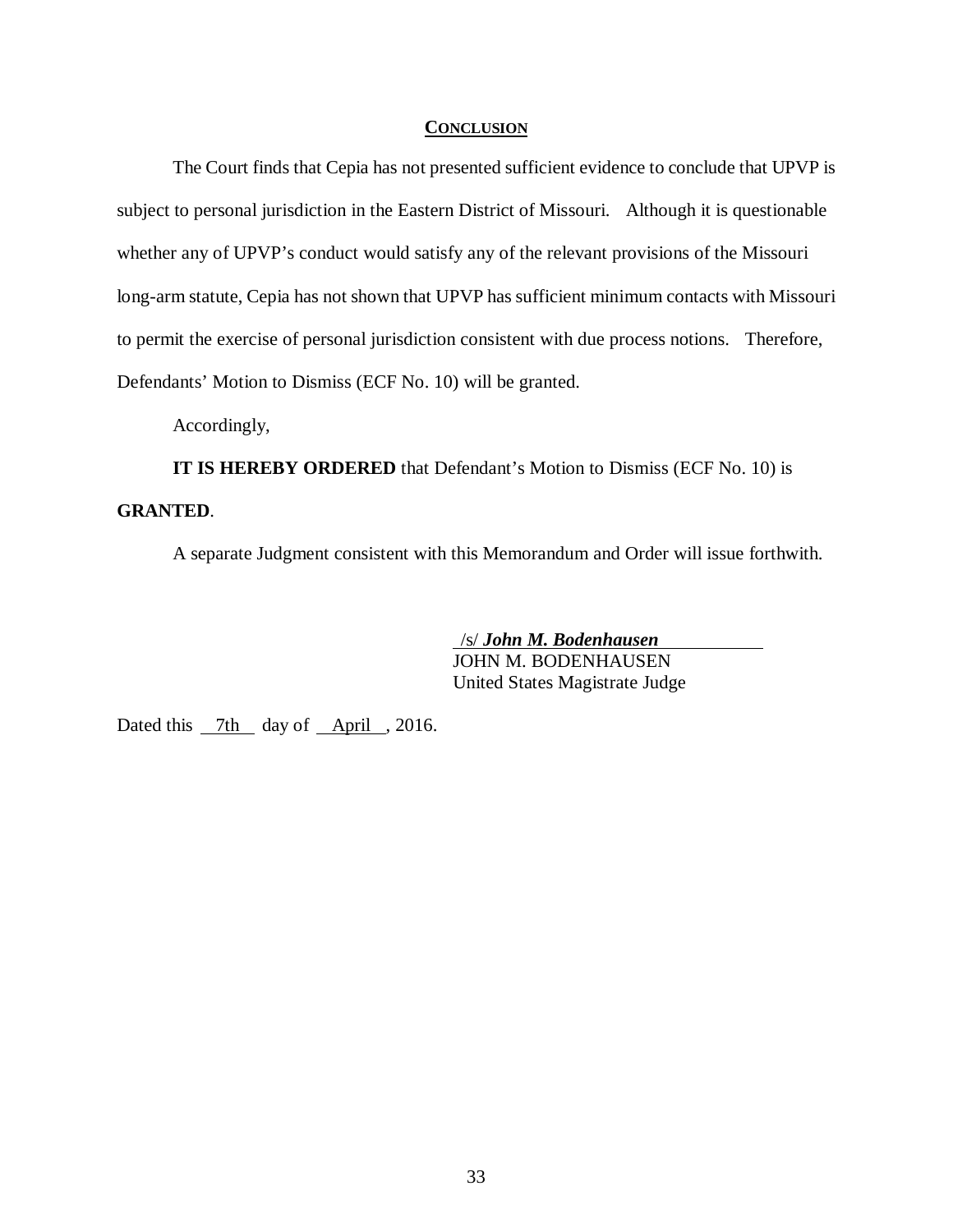## **CONCLUSION**

The Court finds that Cepia has not presented sufficient evidence to conclude that UPVP is subject to personal jurisdiction in the Eastern District of Missouri. Although it is questionable whether any of UPVP's conduct would satisfy any of the relevant provisions of the Missouri long-arm statute, Cepia has not shown that UPVP has sufficient minimum contacts with Missouri to permit the exercise of personal jurisdiction consistent with due process notions. Therefore, Defendants' Motion to Dismiss (ECF No. 10) will be granted.

Accordingly,

**IT IS HEREBY ORDERED** that Defendant's Motion to Dismiss (ECF No. 10) is **GRANTED**.

A separate Judgment consistent with this Memorandum and Order will issue forthwith.

/s/ ***John M. Bodenhausen***
JOHN M. BODENHAUSEN
United States Magistrate Judge

Dated this 7th day of April, 2016.